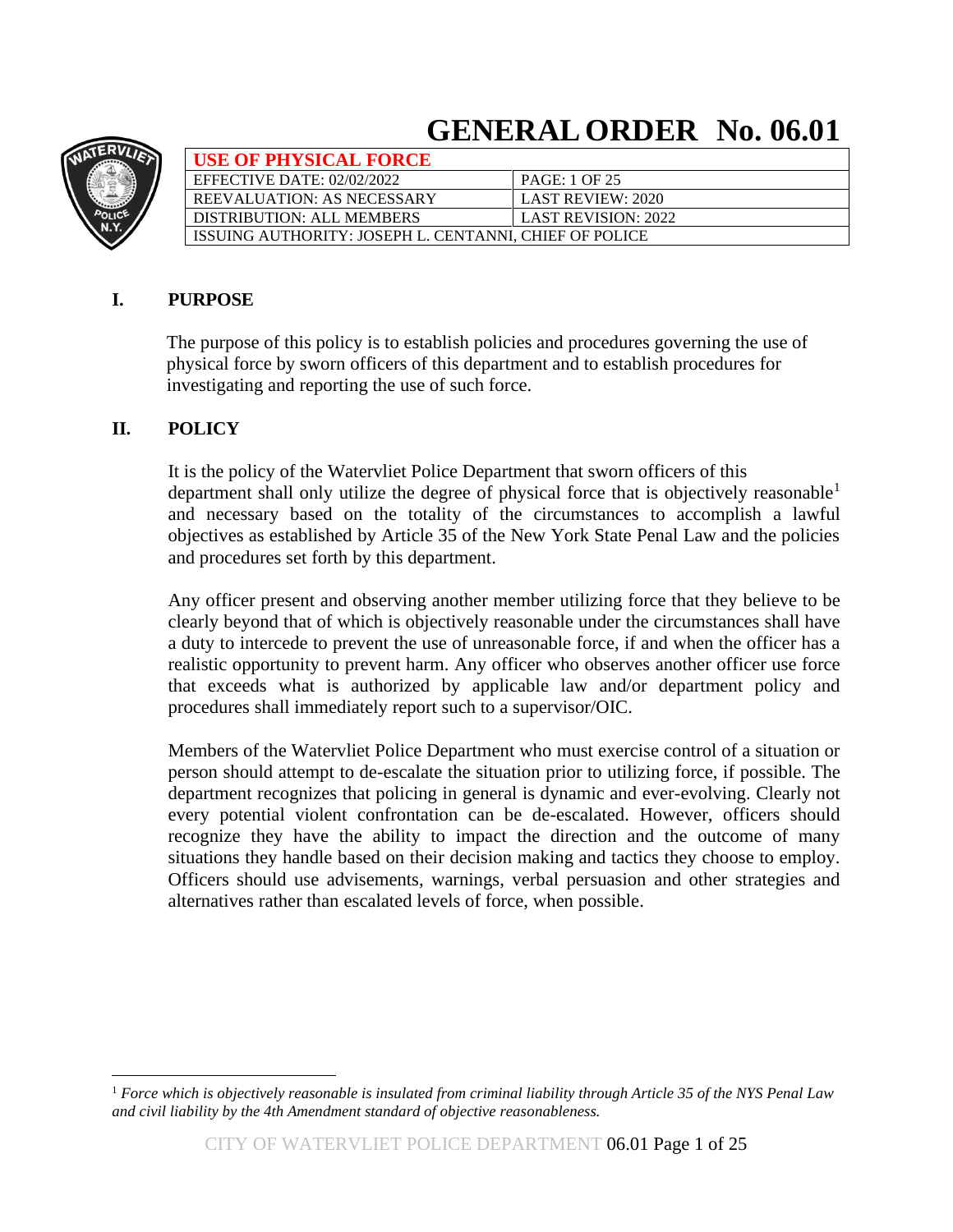# GENERAL ORDER No. 06.01

| USE OF PHYSICAL FORCE | |
|---|---|
| EFFECTIVE DATE: 02/02/2022 | PAGE: 1 OF 25 |
| REEVALUATION: AS NECESSARY | LAST REVIEW: 2020 |
| DISTRIBUTION: ALL MEMBERS | LAST REVISION: 2022 |
| ISSUING AUTHORITY: JOSEPH L. CENTANNI, CHIEF OF POLICE | |

## I. PURPOSE

The purpose of this policy is to establish policies and procedures governing the use of physical force by sworn officers of this department and to establish procedures for investigating and reporting the use of such force.

## II. POLICY

It is the policy of the Watervliet Police Department that sworn officers of this department shall only utilize the degree of physical force that is objectively reasonable[1] and necessary based on the totality of the circumstances to accomplish a lawful objectives as established by Article 35 of the New York State Penal Law and the policies and procedures set forth by this department.

Any officer present and observing another member utilizing force that they believe to be clearly beyond that of which is objectively reasonable under the circumstances shall have a duty to intercede to prevent the use of unreasonable force, if and when the officer has a realistic opportunity to prevent harm. Any officer who observes another officer use force that exceeds what is authorized by applicable law and/or department policy and procedures shall immediately report such to a supervisor/OIC.

Members of the Watervliet Police Department who must exercise control of a situation or person should attempt to de-escalate the situation prior to utilizing force, if possible. The department recognizes that policing in general is dynamic and ever-evolving. Clearly not every potential violent confrontation can be de-escalated. However, officers should recognize they have the ability to impact the direction and the outcome of many situations they handle based on their decision making and tactics they choose to employ. Officers should use advisements, warnings, verbal persuasion and other strategies and alternatives rather than escalated levels of force, when possible.

---

[1] *Force which is objectively reasonable is insulated from criminal liability through Article 35 of the NYS Penal Law and civil liability by the 4th Amendment standard of objective reasonableness.*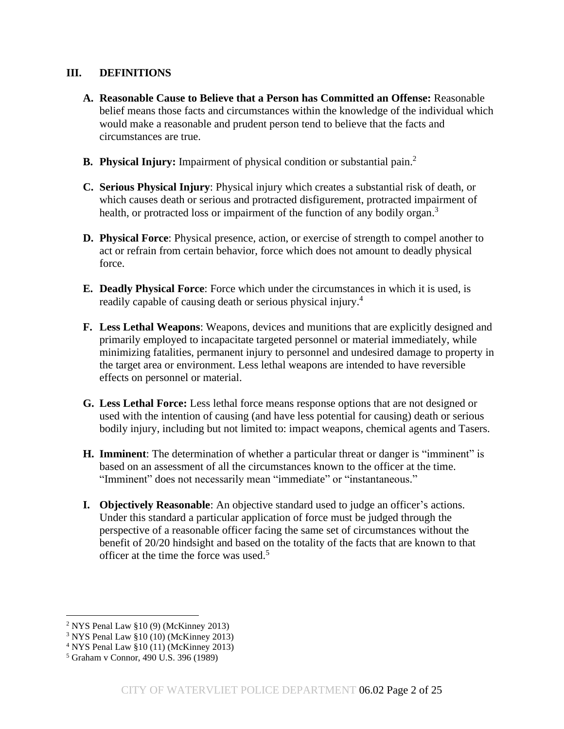## III. DEFINITIONS

A. **Reasonable Cause to Believe that a Person has Committed an Offense:** Reasonable belief means those facts and circumstances within the knowledge of the individual which would make a reasonable and prudent person tend to believe that the facts and circumstances are true.

B. **Physical Injury:** Impairment of physical condition or substantial pain.[2]

C. **Serious Physical Injury**: Physical injury which creates a substantial risk of death, or which causes death or serious and protracted disfigurement, protracted impairment of health, or protracted loss or impairment of the function of any bodily organ.[3]

D. **Physical Force**: Physical presence, action, or exercise of strength to compel another to act or refrain from certain behavior, force which does not amount to deadly physical force.

E. **Deadly Physical Force**: Force which under the circumstances in which it is used, is readily capable of causing death or serious physical injury.[4]

F. **Less Lethal Weapons**: Weapons, devices and munitions that are explicitly designed and primarily employed to incapacitate targeted personnel or material immediately, while minimizing fatalities, permanent injury to personnel and undesired damage to property in the target area or environment. Less lethal weapons are intended to have reversible effects on personnel or material.

G. **Less Lethal Force:** Less lethal force means response options that are not designed or used with the intention of causing (and have less potential for causing) death or serious bodily injury, including but not limited to: impact weapons, chemical agents and Tasers.

H. **Imminent**: The determination of whether a particular threat or danger is "imminent" is based on an assessment of all the circumstances known to the officer at the time. "Imminent" does not necessarily mean "immediate" or "instantaneous."

I. **Objectively Reasonable**: An objective standard used to judge an officer's actions. Under this standard a particular application of force must be judged through the perspective of a reasonable officer facing the same set of circumstances without the benefit of 20/20 hindsight and based on the totality of the facts that are known to that officer at the time the force was used.[5]

---

[2] NYS Penal Law §10 (9) (McKinney 2013)
[3] NYS Penal Law §10 (10) (McKinney 2013)
[4] NYS Penal Law §10 (11) (McKinney 2013)
[5] Graham v Connor, 490 U.S. 396 (1989)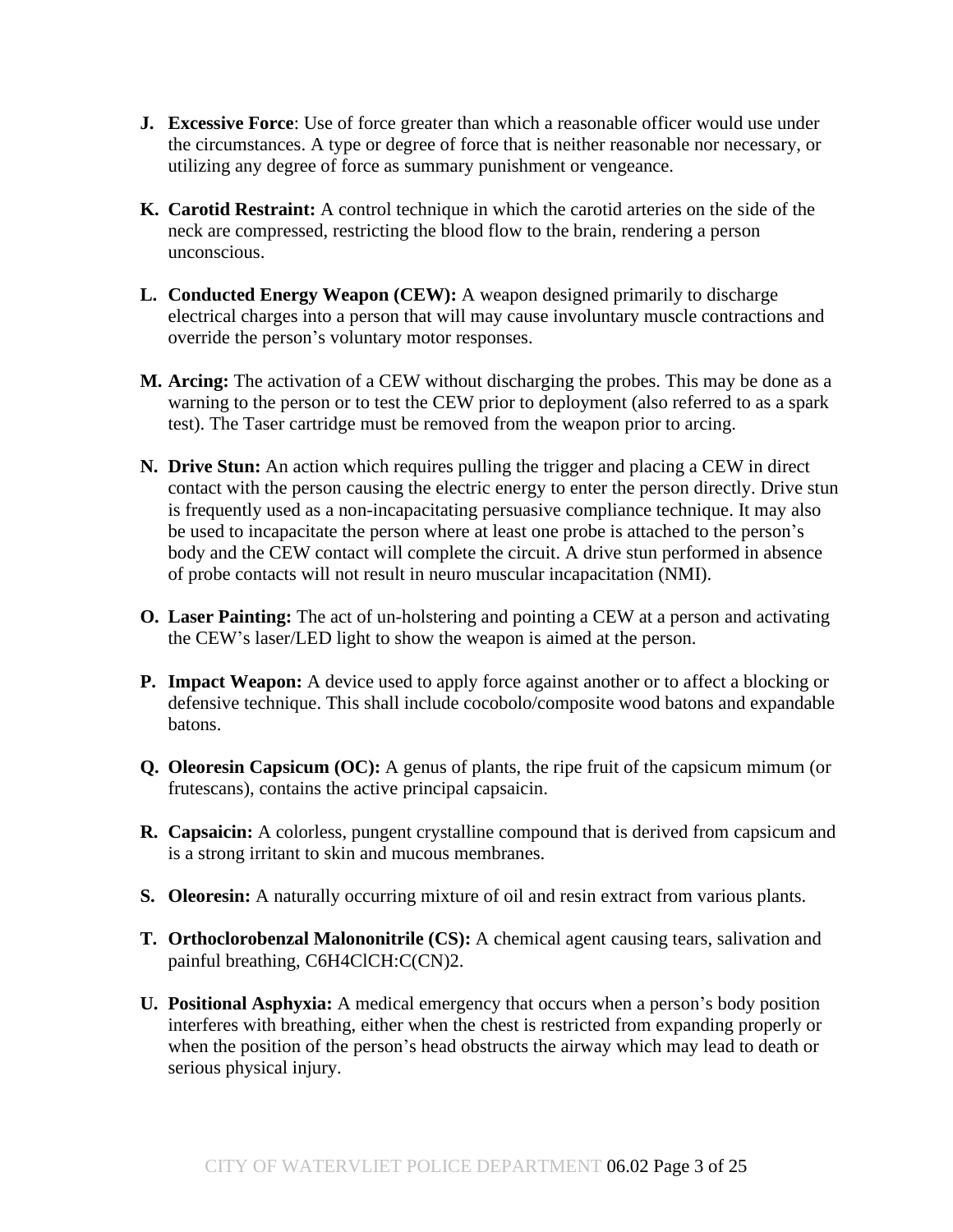**J. Excessive Force**: Use of force greater than which a reasonable officer would use under the circumstances. A type or degree of force that is neither reasonable nor necessary, or utilizing any degree of force as summary punishment or vengeance.

**K. Carotid Restraint:** A control technique in which the carotid arteries on the side of the neck are compressed, restricting the blood flow to the brain, rendering a person unconscious.

**L. Conducted Energy Weapon (CEW):** A weapon designed primarily to discharge electrical charges into a person that will may cause involuntary muscle contractions and override the person's voluntary motor responses.

**M. Arcing:** The activation of a CEW without discharging the probes. This may be done as a warning to the person or to test the CEW prior to deployment (also referred to as a spark test). The Taser cartridge must be removed from the weapon prior to arcing.

**N. Drive Stun:** An action which requires pulling the trigger and placing a CEW in direct contact with the person causing the electric energy to enter the person directly. Drive stun is frequently used as a non-incapacitating persuasive compliance technique. It may also be used to incapacitate the person where at least one probe is attached to the person's body and the CEW contact will complete the circuit. A drive stun performed in absence of probe contacts will not result in neuro muscular incapacitation (NMI).

**O. Laser Painting:** The act of un-holstering and pointing a CEW at a person and activating the CEW's laser/LED light to show the weapon is aimed at the person.

**P. Impact Weapon:** A device used to apply force against another or to affect a blocking or defensive technique. This shall include cocobolo/composite wood batons and expandable batons.

**Q. Oleoresin Capsicum (OC):** A genus of plants, the ripe fruit of the capsicum mimum (or frutescans), contains the active principal capsaicin.

**R. Capsaicin:** A colorless, pungent crystalline compound that is derived from capsicum and is a strong irritant to skin and mucous membranes.

**S. Oleoresin:** A naturally occurring mixture of oil and resin extract from various plants.

**T. Orthoclorobenzal Malononitrile (CS):** A chemical agent causing tears, salivation and painful breathing, $C_6H_4ClCH{:}C(CN)_2$.

**U. Positional Asphyxia:** A medical emergency that occurs when a person's body position interferes with breathing, either when the chest is restricted from expanding properly or when the position of the person's head obstructs the airway which may lead to death or serious physical injury.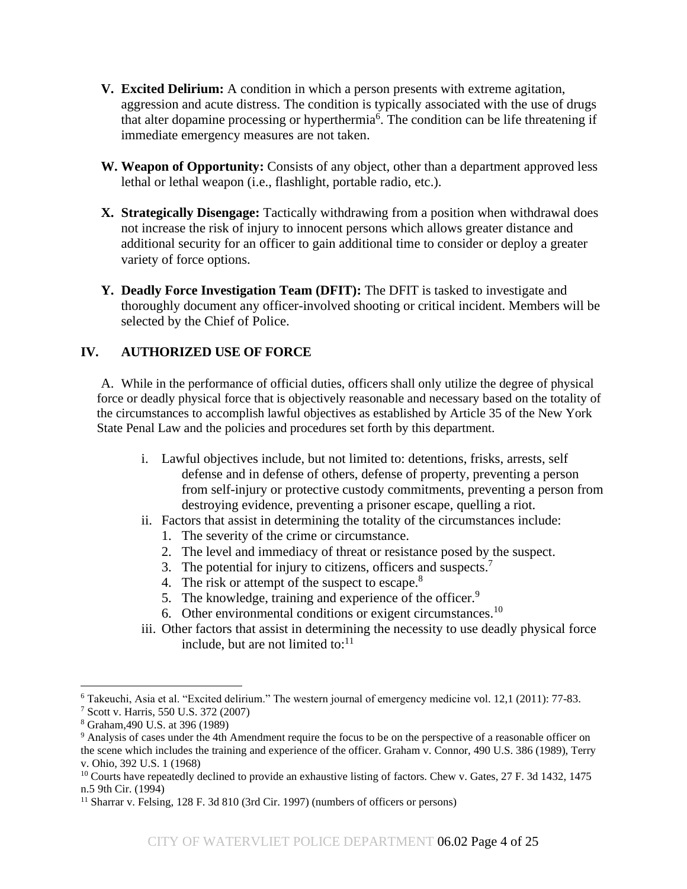**V. Excited Delirium:** A condition in which a person presents with extreme agitation, aggression and acute distress. The condition is typically associated with the use of drugs that alter dopamine processing or hyperthermia[6]. The condition can be life threatening if immediate emergency measures are not taken.

**W. Weapon of Opportunity:** Consists of any object, other than a department approved less lethal or lethal weapon (i.e., flashlight, portable radio, etc.).

**X. Strategically Disengage:** Tactically withdrawing from a position when withdrawal does not increase the risk of injury to innocent persons which allows greater distance and additional security for an officer to gain additional time to consider or deploy a greater variety of force options.

**Y. Deadly Force Investigation Team (DFIT):** The DFIT is tasked to investigate and thoroughly document any officer-involved shooting or critical incident. Members will be selected by the Chief of Police.

## IV. AUTHORIZED USE OF FORCE

A. While in the performance of official duties, officers shall only utilize the degree of physical force or deadly physical force that is objectively reasonable and necessary based on the totality of the circumstances to accomplish lawful objectives as established by Article 35 of the New York State Penal Law and the policies and procedures set forth by this department.

i. Lawful objectives include, but not limited to: detentions, frisks, arrests, self defense and in defense of others, defense of property, preventing a person from self-injury or protective custody commitments, preventing a person from destroying evidence, preventing a prisoner escape, quelling a riot.

ii. Factors that assist in determining the totality of the circumstances include:
   1. The severity of the crime or circumstance.
   2. The level and immediacy of threat or resistance posed by the suspect.
   3. The potential for injury to citizens, officers and suspects.[7]
   4. The risk or attempt of the suspect to escape.[8]
   5. The knowledge, training and experience of the officer.[9]
   6. Other environmental conditions or exigent circumstances.[10]

iii. Other factors that assist in determining the necessity to use deadly physical force include, but are not limited to:[11]

---

[6] Takeuchi, Asia et al. "Excited delirium." The western journal of emergency medicine vol. 12,1 (2011): 77-83.

[7] Scott v. Harris, 550 U.S. 372 (2007)

[8] Graham,490 U.S. at 396 (1989)

[9] Analysis of cases under the 4th Amendment require the focus to be on the perspective of a reasonable officer on the scene which includes the training and experience of the officer. Graham v. Connor, 490 U.S. 386 (1989), Terry v. Ohio, 392 U.S. 1 (1968)

[10] Courts have repeatedly declined to provide an exhaustive listing of factors. Chew v. Gates, 27 F. 3d 1432, 1475 n.5 9th Cir. (1994)

[11] Sharrar v. Felsing, 128 F. 3d 810 (3rd Cir. 1997) (numbers of officers or persons)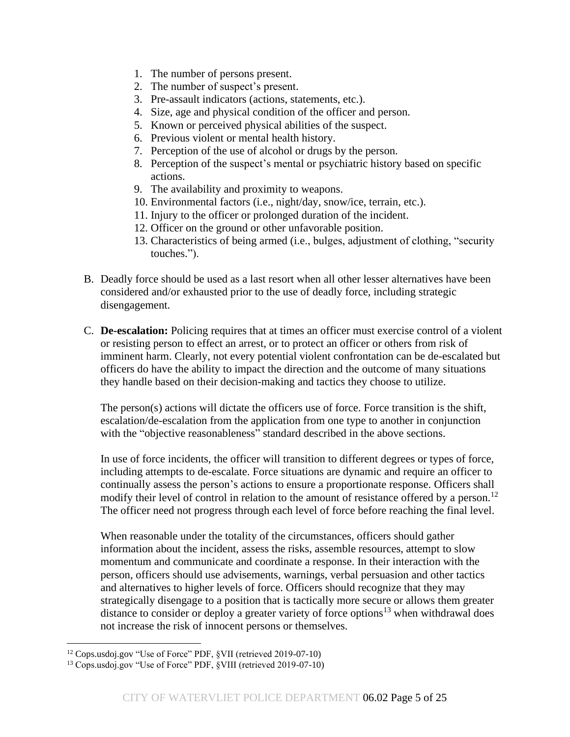1. The number of persons present.
2. The number of suspect's present.
3. Pre-assault indicators (actions, statements, etc.).
4. Size, age and physical condition of the officer and person.
5. Known or perceived physical abilities of the suspect.
6. Previous violent or mental health history.
7. Perception of the use of alcohol or drugs by the person.
8. Perception of the suspect's mental or psychiatric history based on specific actions.
9. The availability and proximity to weapons.
10. Environmental factors (i.e., night/day, snow/ice, terrain, etc.).
11. Injury to the officer or prolonged duration of the incident.
12. Officer on the ground or other unfavorable position.
13. Characteristics of being armed (i.e., bulges, adjustment of clothing, "security touches.").

B. Deadly force should be used as a last resort when all other lesser alternatives have been considered and/or exhausted prior to the use of deadly force, including strategic disengagement.

C. **De-escalation:** Policing requires that at times an officer must exercise control of a violent or resisting person to effect an arrest, or to protect an officer or others from risk of imminent harm. Clearly, not every potential violent confrontation can be de-escalated but officers do have the ability to impact the direction and the outcome of many situations they handle based on their decision-making and tactics they choose to utilize.

The person(s) actions will dictate the officers use of force. Force transition is the shift, escalation/de-escalation from the application from one type to another in conjunction with the "objective reasonableness" standard described in the above sections.

In use of force incidents, the officer will transition to different degrees or types of force, including attempts to de-escalate. Force situations are dynamic and require an officer to continually assess the person's actions to ensure a proportionate response. Officers shall modify their level of control in relation to the amount of resistance offered by a person.[12] The officer need not progress through each level of force before reaching the final level.

When reasonable under the totality of the circumstances, officers should gather information about the incident, assess the risks, assemble resources, attempt to slow momentum and communicate and coordinate a response. In their interaction with the person, officers should use advisements, warnings, verbal persuasion and other tactics and alternatives to higher levels of force. Officers should recognize that they may strategically disengage to a position that is tactically more secure or allows them greater distance to consider or deploy a greater variety of force options[13] when withdrawal does not increase the risk of innocent persons or themselves.

---

[12] Cops.usdoj.gov "Use of Force" PDF, §VII (retrieved 2019-07-10)

[13] Cops.usdoj.gov "Use of Force" PDF, §VIII (retrieved 2019-07-10)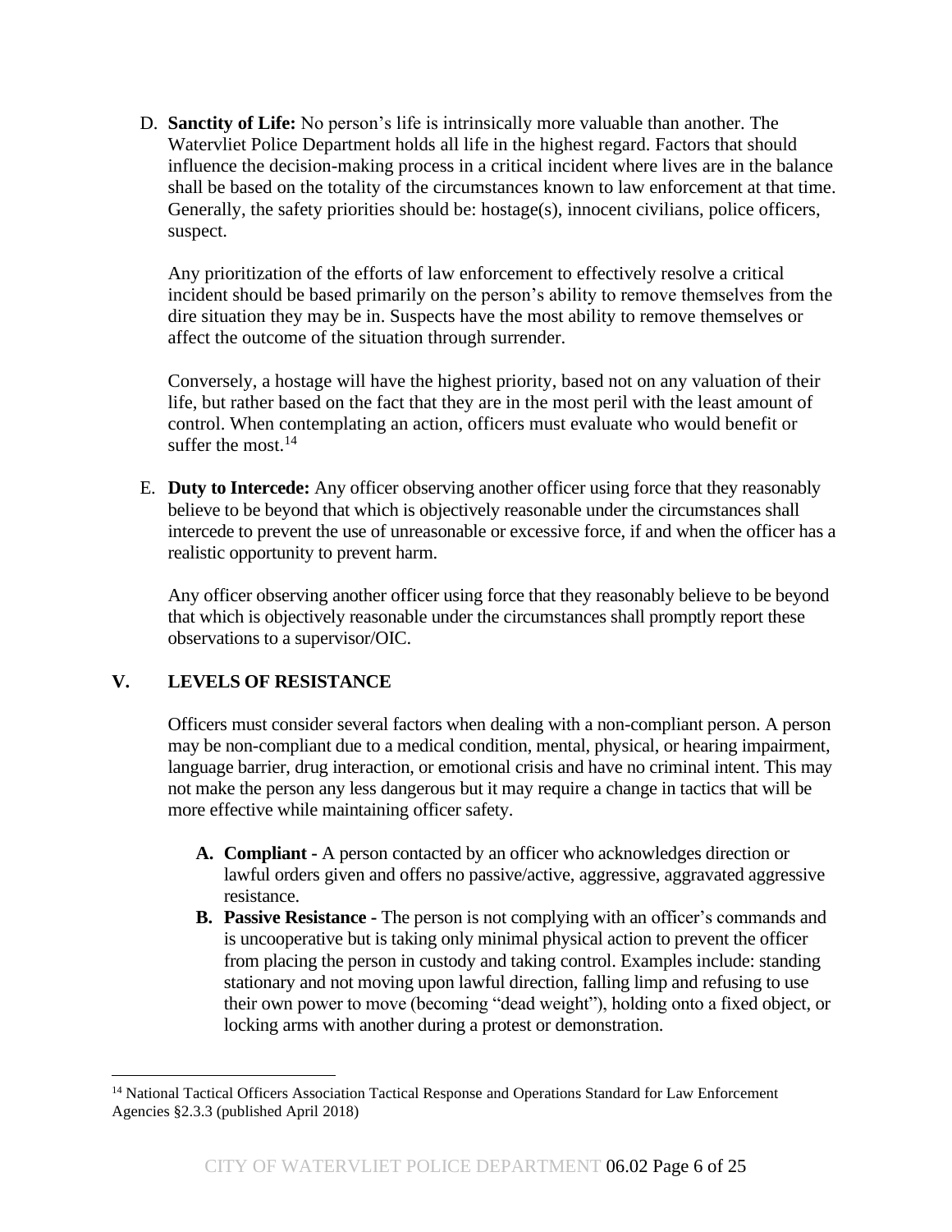D. **Sanctity of Life:** No person's life is intrinsically more valuable than another. The Watervliet Police Department holds all life in the highest regard. Factors that should influence the decision-making process in a critical incident where lives are in the balance shall be based on the totality of the circumstances known to law enforcement at that time. Generally, the safety priorities should be: hostage(s), innocent civilians, police officers, suspect.

   Any prioritization of the efforts of law enforcement to effectively resolve a critical incident should be based primarily on the person's ability to remove themselves from the dire situation they may be in. Suspects have the most ability to remove themselves or affect the outcome of the situation through surrender.

   Conversely, a hostage will have the highest priority, based not on any valuation of their life, but rather based on the fact that they are in the most peril with the least amount of control. When contemplating an action, officers must evaluate who would benefit or suffer the most.[14]

E. **Duty to Intercede:** Any officer observing another officer using force that they reasonably believe to be beyond that which is objectively reasonable under the circumstances shall intercede to prevent the use of unreasonable or excessive force, if and when the officer has a realistic opportunity to prevent harm.

   Any officer observing another officer using force that they reasonably believe to be beyond that which is objectively reasonable under the circumstances shall promptly report these observations to a supervisor/OIC.

## V. LEVELS OF RESISTANCE

Officers must consider several factors when dealing with a non-compliant person. A person may be non-compliant due to a medical condition, mental, physical, or hearing impairment, language barrier, drug interaction, or emotional crisis and have no criminal intent. This may not make the person any less dangerous but it may require a change in tactics that will be more effective while maintaining officer safety.

**A. Compliant -** A person contacted by an officer who acknowledges direction or lawful orders given and offers no passive/active, aggressive, aggravated aggressive resistance.

**B. Passive Resistance -** The person is not complying with an officer's commands and is uncooperative but is taking only minimal physical action to prevent the officer from placing the person in custody and taking control. Examples include: standing stationary and not moving upon lawful direction, falling limp and refusing to use their own power to move (becoming "dead weight"), holding onto a fixed object, or locking arms with another during a protest or demonstration.

---

[14] National Tactical Officers Association Tactical Response and Operations Standard for Law Enforcement Agencies §2.3.3 (published April 2018)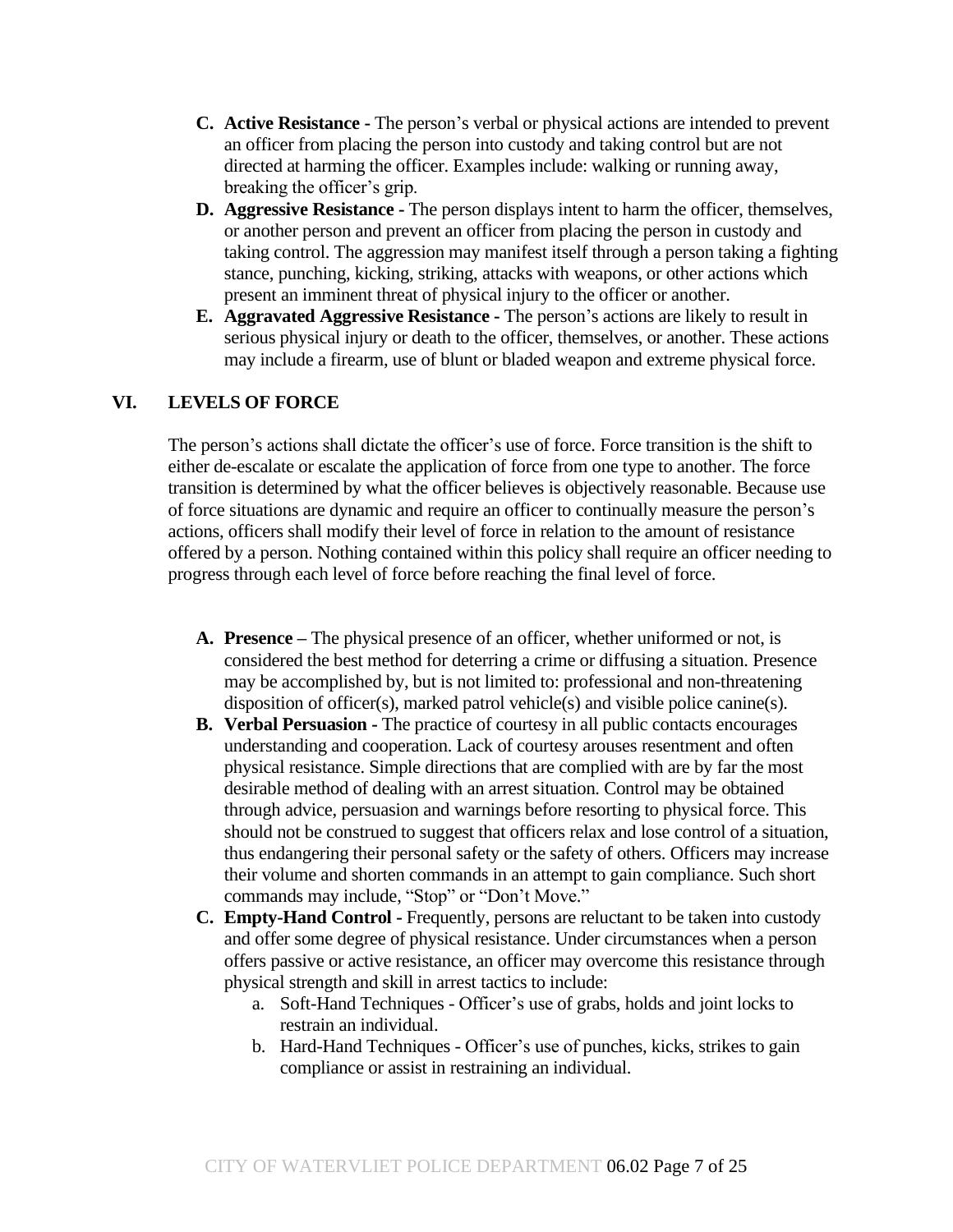C. **Active Resistance -** The person's verbal or physical actions are intended to prevent an officer from placing the person into custody and taking control but are not directed at harming the officer. Examples include: walking or running away, breaking the officer's grip.

D. **Aggressive Resistance -** The person displays intent to harm the officer, themselves, or another person and prevent an officer from placing the person in custody and taking control. The aggression may manifest itself through a person taking a fighting stance, punching, kicking, striking, attacks with weapons, or other actions which present an imminent threat of physical injury to the officer or another.

E. **Aggravated Aggressive Resistance -** The person's actions are likely to result in serious physical injury or death to the officer, themselves, or another. These actions may include a firearm, use of blunt or bladed weapon and extreme physical force.

## VI. LEVELS OF FORCE

The person's actions shall dictate the officer's use of force. Force transition is the shift to either de-escalate or escalate the application of force from one type to another. The force transition is determined by what the officer believes is objectively reasonable. Because use of force situations are dynamic and require an officer to continually measure the person's actions, officers shall modify their level of force in relation to the amount of resistance offered by a person. Nothing contained within this policy shall require an officer needing to progress through each level of force before reaching the final level of force.

A. **Presence –** The physical presence of an officer, whether uniformed or not, is considered the best method for deterring a crime or diffusing a situation. Presence may be accomplished by, but is not limited to: professional and non-threatening disposition of officer(s), marked patrol vehicle(s) and visible police canine(s).

B. **Verbal Persuasion -** The practice of courtesy in all public contacts encourages understanding and cooperation. Lack of courtesy arouses resentment and often physical resistance. Simple directions that are complied with are by far the most desirable method of dealing with an arrest situation. Control may be obtained through advice, persuasion and warnings before resorting to physical force. This should not be construed to suggest that officers relax and lose control of a situation, thus endangering their personal safety or the safety of others. Officers may increase their volume and shorten commands in an attempt to gain compliance. Such short commands may include, "Stop" or "Don't Move."

C. **Empty-Hand Control -** Frequently, persons are reluctant to be taken into custody and offer some degree of physical resistance. Under circumstances when a person offers passive or active resistance, an officer may overcome this resistance through physical strength and skill in arrest tactics to include:

   a. Soft-Hand Techniques - Officer's use of grabs, holds and joint locks to restrain an individual.
   b. Hard-Hand Techniques - Officer's use of punches, kicks, strikes to gain compliance or assist in restraining an individual.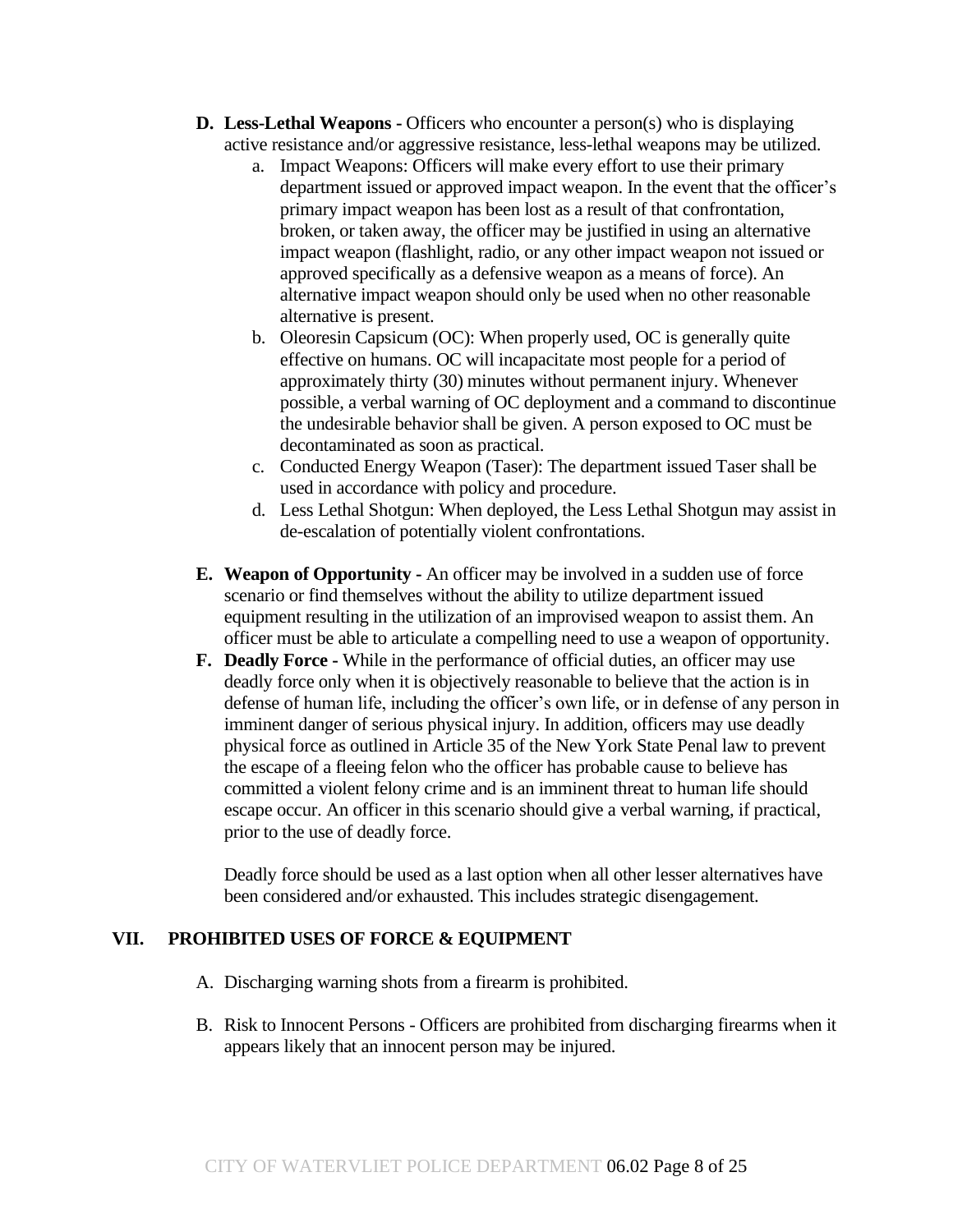**D. Less-Lethal Weapons -** Officers who encounter a person(s) who is displaying active resistance and/or aggressive resistance, less-lethal weapons may be utilized.

a. Impact Weapons: Officers will make every effort to use their primary department issued or approved impact weapon. In the event that the officer's primary impact weapon has been lost as a result of that confrontation, broken, or taken away, the officer may be justified in using an alternative impact weapon (flashlight, radio, or any other impact weapon not issued or approved specifically as a defensive weapon as a means of force). An alternative impact weapon should only be used when no other reasonable alternative is present.

b. Oleoresin Capsicum (OC): When properly used, OC is generally quite effective on humans. OC will incapacitate most people for a period of approximately thirty (30) minutes without permanent injury. Whenever possible, a verbal warning of OC deployment and a command to discontinue the undesirable behavior shall be given. A person exposed to OC must be decontaminated as soon as practical.

c. Conducted Energy Weapon (Taser): The department issued Taser shall be used in accordance with policy and procedure.

d. Less Lethal Shotgun: When deployed, the Less Lethal Shotgun may assist in de-escalation of potentially violent confrontations.

**E. Weapon of Opportunity -** An officer may be involved in a sudden use of force scenario or find themselves without the ability to utilize department issued equipment resulting in the utilization of an improvised weapon to assist them. An officer must be able to articulate a compelling need to use a weapon of opportunity.

**F. Deadly Force -** While in the performance of official duties, an officer may use deadly force only when it is objectively reasonable to believe that the action is in defense of human life, including the officer's own life, or in defense of any person in imminent danger of serious physical injury. In addition, officers may use deadly physical force as outlined in Article 35 of the New York State Penal law to prevent the escape of a fleeing felon who the officer has probable cause to believe has committed a violent felony crime and is an imminent threat to human life should escape occur. An officer in this scenario should give a verbal warning, if practical, prior to the use of deadly force.

Deadly force should be used as a last option when all other lesser alternatives have been considered and/or exhausted. This includes strategic disengagement.

## VII. PROHIBITED USES OF FORCE & EQUIPMENT

A. Discharging warning shots from a firearm is prohibited.

B. Risk to Innocent Persons - Officers are prohibited from discharging firearms when it appears likely that an innocent person may be injured.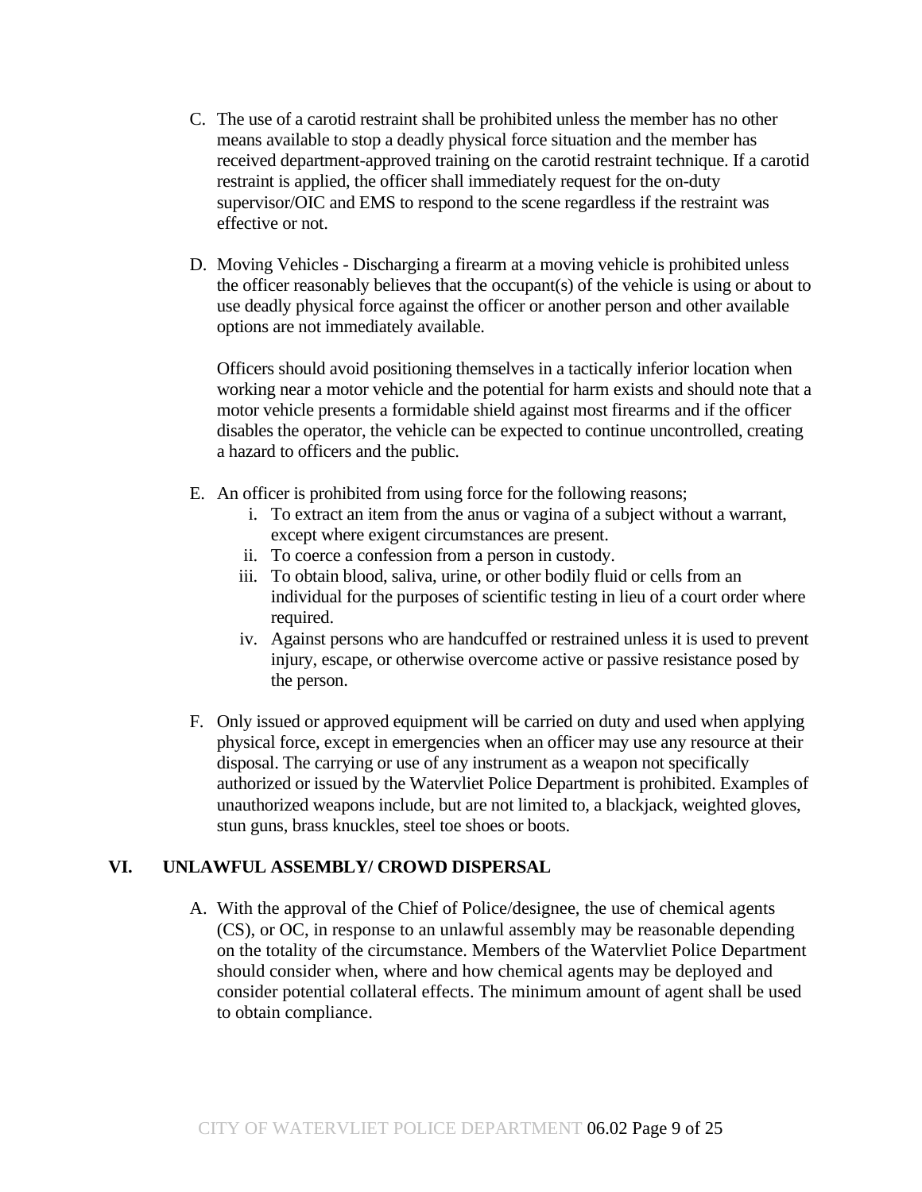C. The use of a carotid restraint shall be prohibited unless the member has no other means available to stop a deadly physical force situation and the member has received department-approved training on the carotid restraint technique. If a carotid restraint is applied, the officer shall immediately request for the on-duty supervisor/OIC and EMS to respond to the scene regardless if the restraint was effective or not.

D. Moving Vehicles - Discharging a firearm at a moving vehicle is prohibited unless the officer reasonably believes that the occupant(s) of the vehicle is using or about to use deadly physical force against the officer or another person and other available options are not immediately available.

   Officers should avoid positioning themselves in a tactically inferior location when working near a motor vehicle and the potential for harm exists and should note that a motor vehicle presents a formidable shield against most firearms and if the officer disables the operator, the vehicle can be expected to continue uncontrolled, creating a hazard to officers and the public.

E. An officer is prohibited from using force for the following reasons;
   i. To extract an item from the anus or vagina of a subject without a warrant, except where exigent circumstances are present.
   ii. To coerce a confession from a person in custody.
   iii. To obtain blood, saliva, urine, or other bodily fluid or cells from an individual for the purposes of scientific testing in lieu of a court order where required.
   iv. Against persons who are handcuffed or restrained unless it is used to prevent injury, escape, or otherwise overcome active or passive resistance posed by the person.

F. Only issued or approved equipment will be carried on duty and used when applying physical force, except in emergencies when an officer may use any resource at their disposal. The carrying or use of any instrument as a weapon not specifically authorized or issued by the Watervliet Police Department is prohibited. Examples of unauthorized weapons include, but are not limited to, a blackjack, weighted gloves, stun guns, brass knuckles, steel toe shoes or boots.

## VI. UNLAWFUL ASSEMBLY/ CROWD DISPERSAL

A. With the approval of the Chief of Police/designee, the use of chemical agents (CS), or OC, in response to an unlawful assembly may be reasonable depending on the totality of the circumstance. Members of the Watervliet Police Department should consider when, where and how chemical agents may be deployed and consider potential collateral effects. The minimum amount of agent shall be used to obtain compliance.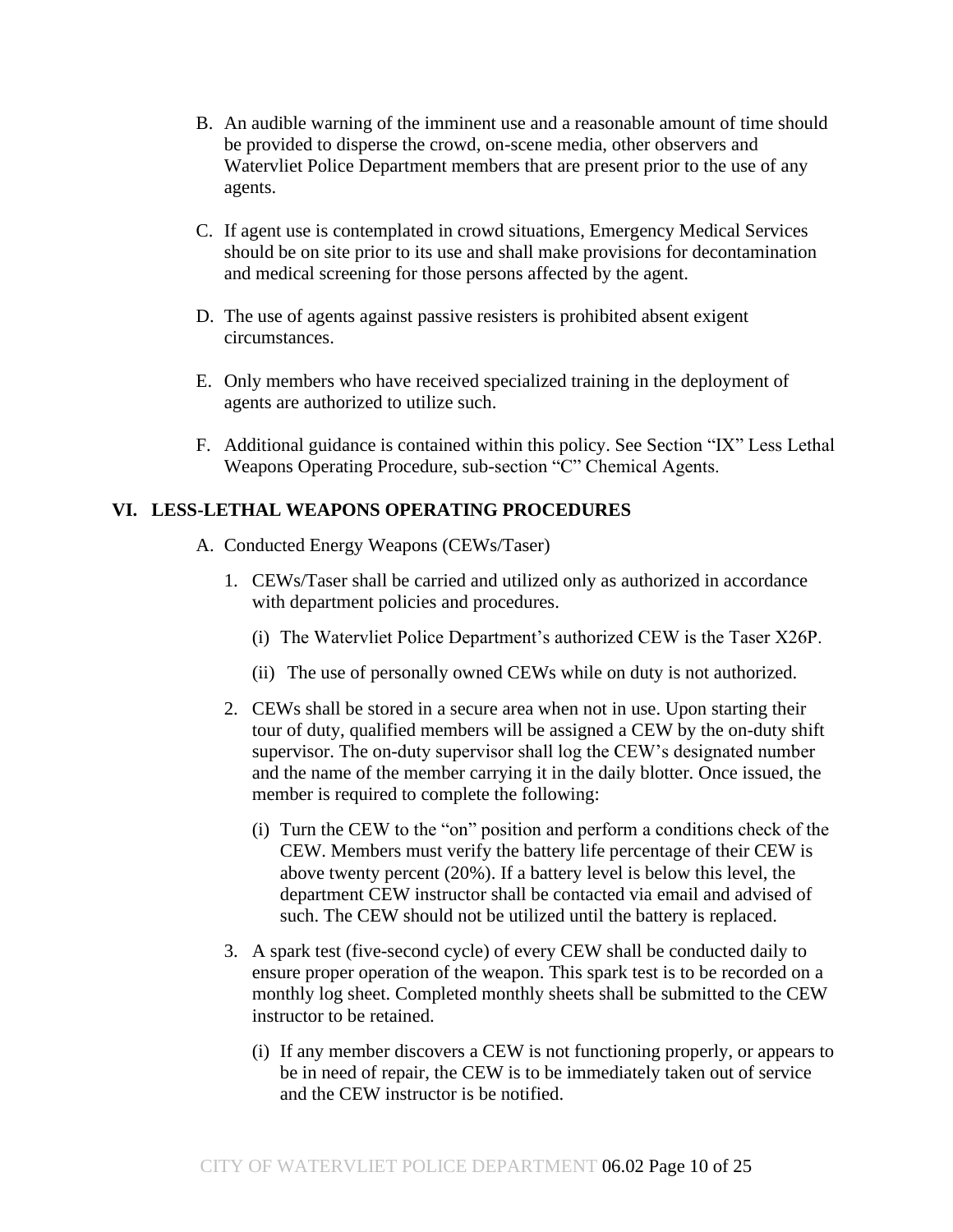B. An audible warning of the imminent use and a reasonable amount of time should be provided to disperse the crowd, on-scene media, other observers and Watervliet Police Department members that are present prior to the use of any agents.

C. If agent use is contemplated in crowd situations, Emergency Medical Services should be on site prior to its use and shall make provisions for decontamination and medical screening for those persons affected by the agent.

D. The use of agents against passive resisters is prohibited absent exigent circumstances.

E. Only members who have received specialized training in the deployment of agents are authorized to utilize such.

F. Additional guidance is contained within this policy. See Section "IX" Less Lethal Weapons Operating Procedure, sub-section "C" Chemical Agents.

## VI. LESS-LETHAL WEAPONS OPERATING PROCEDURES

A. Conducted Energy Weapons (CEWs/Taser)

1. CEWs/Taser shall be carried and utilized only as authorized in accordance with department policies and procedures.

   (i) The Watervliet Police Department's authorized CEW is the Taser X26P.

   (ii) The use of personally owned CEWs while on duty is not authorized.

2. CEWs shall be stored in a secure area when not in use. Upon starting their tour of duty, qualified members will be assigned a CEW by the on-duty shift supervisor. The on-duty supervisor shall log the CEW's designated number and the name of the member carrying it in the daily blotter. Once issued, the member is required to complete the following:

   (i) Turn the CEW to the "on" position and perform a conditions check of the CEW. Members must verify the battery life percentage of their CEW is above twenty percent (20%). If a battery level is below this level, the department CEW instructor shall be contacted via email and advised of such. The CEW should not be utilized until the battery is replaced.

3. A spark test (five-second cycle) of every CEW shall be conducted daily to ensure proper operation of the weapon. This spark test is to be recorded on a monthly log sheet. Completed monthly sheets shall be submitted to the CEW instructor to be retained.

   (i) If any member discovers a CEW is not functioning properly, or appears to be in need of repair, the CEW is to be immediately taken out of service and the CEW instructor is be notified.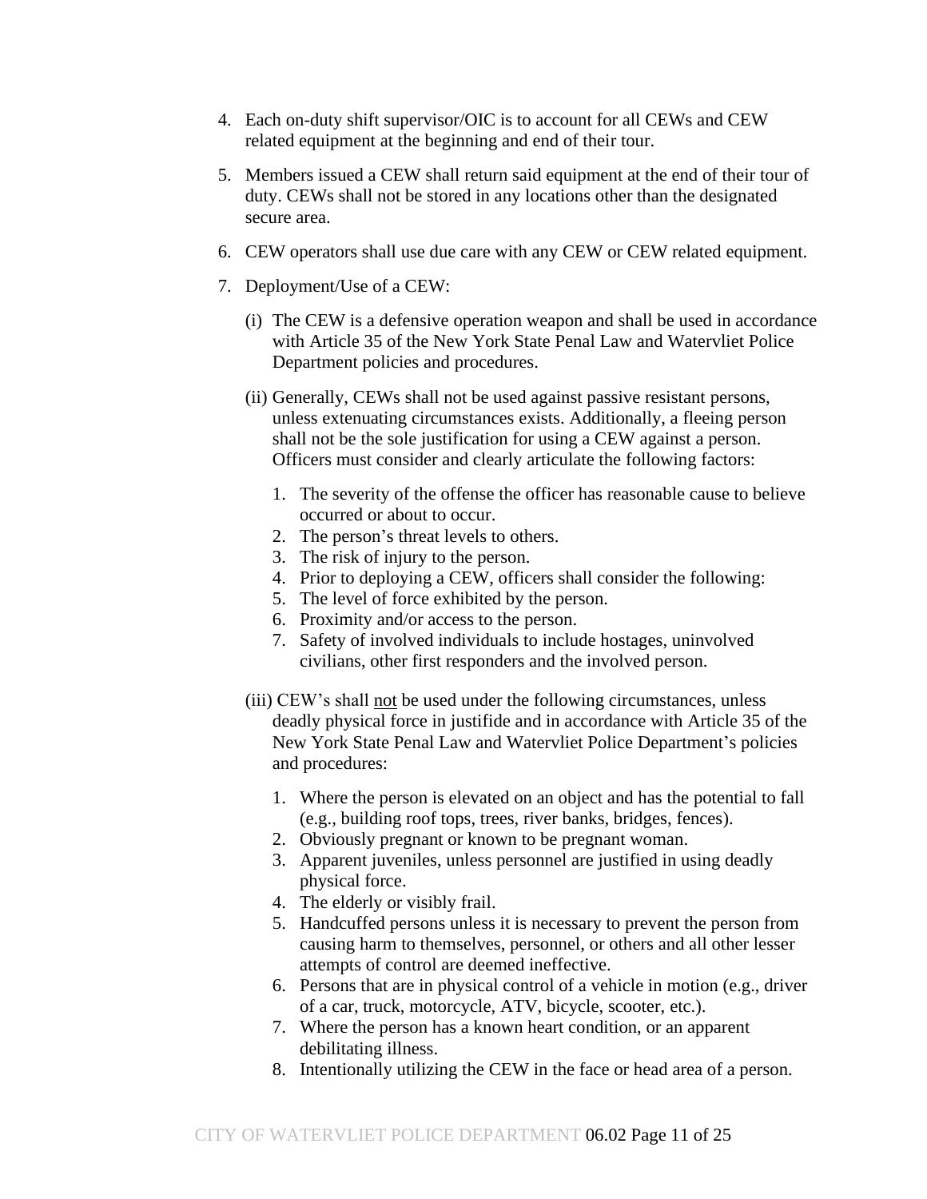4. Each on-duty shift supervisor/OIC is to account for all CEWs and CEW related equipment at the beginning and end of their tour.

5. Members issued a CEW shall return said equipment at the end of their tour of duty. CEWs shall not be stored in any locations other than the designated secure area.

6. CEW operators shall use due care with any CEW or CEW related equipment.

7. Deployment/Use of a CEW:

   (i) The CEW is a defensive operation weapon and shall be used in accordance with Article 35 of the New York State Penal Law and Watervliet Police Department policies and procedures.

   (ii) Generally, CEWs shall not be used against passive resistant persons, unless extenuating circumstances exists. Additionally, a fleeing person shall not be the sole justification for using a CEW against a person. Officers must consider and clearly articulate the following factors:

      1. The severity of the offense the officer has reasonable cause to believe occurred or about to occur.
      2. The person's threat levels to others.
      3. The risk of injury to the person.
      4. Prior to deploying a CEW, officers shall consider the following:
      5. The level of force exhibited by the person.
      6. Proximity and/or access to the person.
      7. Safety of involved individuals to include hostages, uninvolved civilians, other first responders and the involved person.

   (iii) CEW's shall <u>not</u> be used under the following circumstances, unless deadly physical force in justifide and in accordance with Article 35 of the New York State Penal Law and Watervliet Police Department's policies and procedures:

      1. Where the person is elevated on an object and has the potential to fall (e.g., building roof tops, trees, river banks, bridges, fences).
      2. Obviously pregnant or known to be pregnant woman.
      3. Apparent juveniles, unless personnel are justified in using deadly physical force.
      4. The elderly or visibly frail.
      5. Handcuffed persons unless it is necessary to prevent the person from causing harm to themselves, personnel, or others and all other lesser attempts of control are deemed ineffective.
      6. Persons that are in physical control of a vehicle in motion (e.g., driver of a car, truck, motorcycle, ATV, bicycle, scooter, etc.).
      7. Where the person has a known heart condition, or an apparent debilitating illness.
      8. Intentionally utilizing the CEW in the face or head area of a person.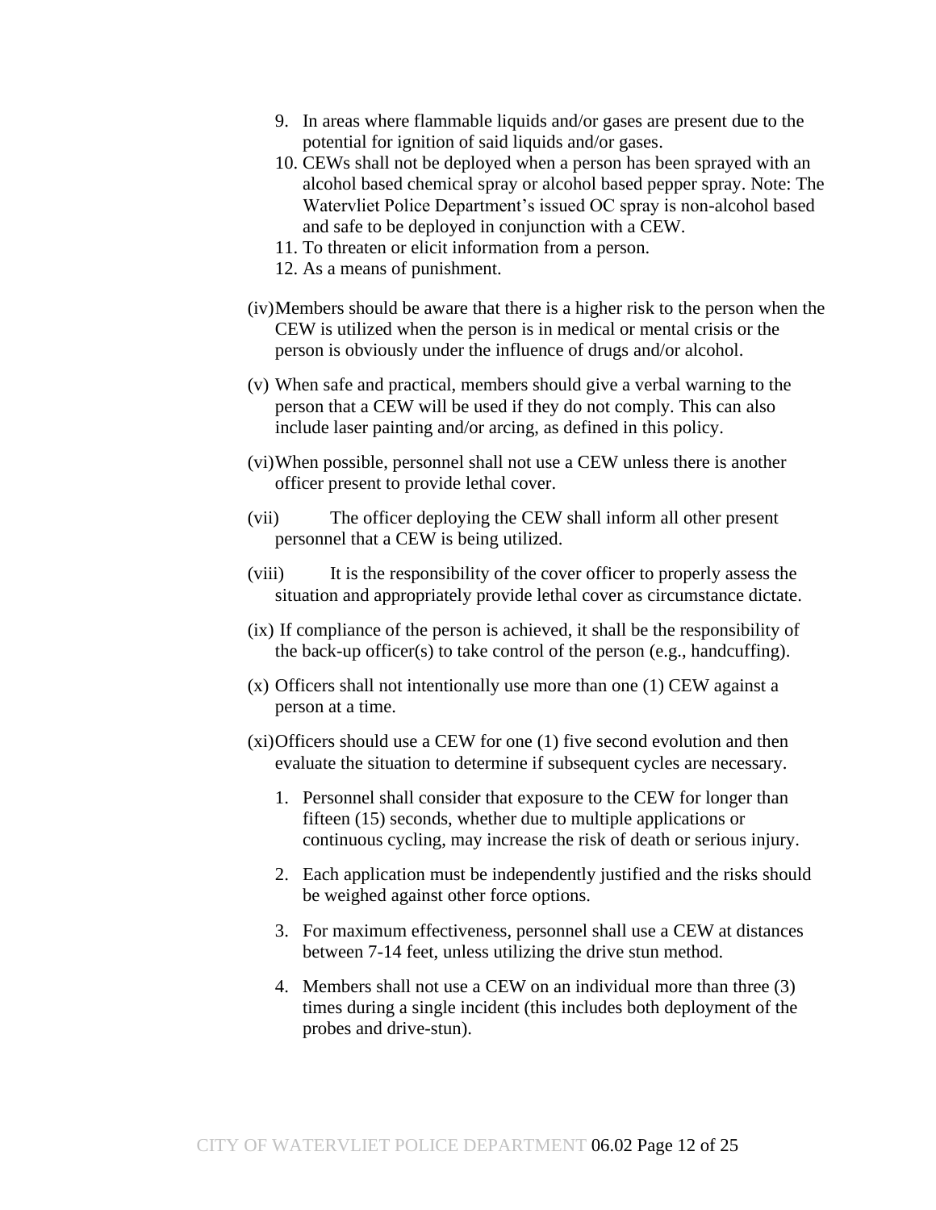9. In areas where flammable liquids and/or gases are present due to the potential for ignition of said liquids and/or gases.
10. CEWs shall not be deployed when a person has been sprayed with an alcohol based chemical spray or alcohol based pepper spray. Note: The Watervliet Police Department's issued OC spray is non-alcohol based and safe to be deployed in conjunction with a CEW.
11. To threaten or elicit information from a person.
12. As a means of punishment.

(iv) Members should be aware that there is a higher risk to the person when the CEW is utilized when the person is in medical or mental crisis or the person is obviously under the influence of drugs and/or alcohol.

(v) When safe and practical, members should give a verbal warning to the person that a CEW will be used if they do not comply. This can also include laser painting and/or arcing, as defined in this policy.

(vi) When possible, personnel shall not use a CEW unless there is another officer present to provide lethal cover.

(vii) The officer deploying the CEW shall inform all other present personnel that a CEW is being utilized.

(viii) It is the responsibility of the cover officer to properly assess the situation and appropriately provide lethal cover as circumstance dictate.

(ix) If compliance of the person is achieved, it shall be the responsibility of the back-up officer(s) to take control of the person (e.g., handcuffing).

(x) Officers shall not intentionally use more than one (1) CEW against a person at a time.

(xi) Officers should use a CEW for one (1) five second evolution and then evaluate the situation to determine if subsequent cycles are necessary.

1. Personnel shall consider that exposure to the CEW for longer than fifteen (15) seconds, whether due to multiple applications or continuous cycling, may increase the risk of death or serious injury.

2. Each application must be independently justified and the risks should be weighed against other force options.

3. For maximum effectiveness, personnel shall use a CEW at distances between 7-14 feet, unless utilizing the drive stun method.

4. Members shall not use a CEW on an individual more than three (3) times during a single incident (this includes both deployment of the probes and drive-stun).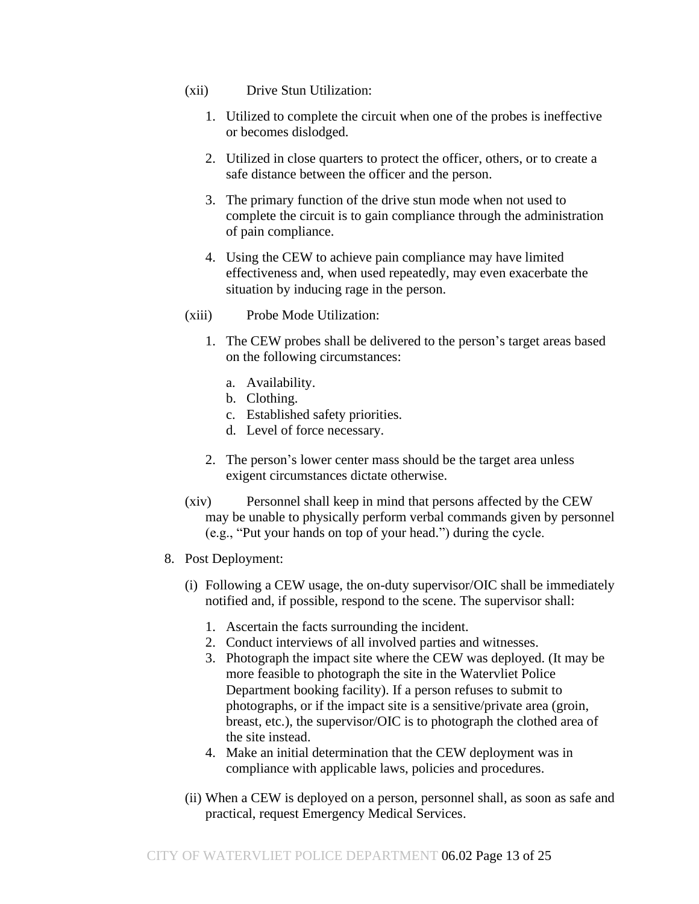(xii) Drive Stun Utilization:

1. Utilized to complete the circuit when one of the probes is ineffective or becomes dislodged.

2. Utilized in close quarters to protect the officer, others, or to create a safe distance between the officer and the person.

3. The primary function of the drive stun mode when not used to complete the circuit is to gain compliance through the administration of pain compliance.

4. Using the CEW to achieve pain compliance may have limited effectiveness and, when used repeatedly, may even exacerbate the situation by inducing rage in the person.

(xiii) Probe Mode Utilization:

1. The CEW probes shall be delivered to the person's target areas based on the following circumstances:

   a. Availability.
   b. Clothing.
   c. Established safety priorities.
   d. Level of force necessary.

2. The person's lower center mass should be the target area unless exigent circumstances dictate otherwise.

(xiv) Personnel shall keep in mind that persons affected by the CEW may be unable to physically perform verbal commands given by personnel (e.g., "Put your hands on top of your head.") during the cycle.

8. Post Deployment:

(i) Following a CEW usage, the on-duty supervisor/OIC shall be immediately notified and, if possible, respond to the scene. The supervisor shall:

1. Ascertain the facts surrounding the incident.
2. Conduct interviews of all involved parties and witnesses.
3. Photograph the impact site where the CEW was deployed. (It may be more feasible to photograph the site in the Watervliet Police Department booking facility). If a person refuses to submit to photographs, or if the impact site is a sensitive/private area (groin, breast, etc.), the supervisor/OIC is to photograph the clothed area of the site instead.
4. Make an initial determination that the CEW deployment was in compliance with applicable laws, policies and procedures.

(ii) When a CEW is deployed on a person, personnel shall, as soon as safe and practical, request Emergency Medical Services.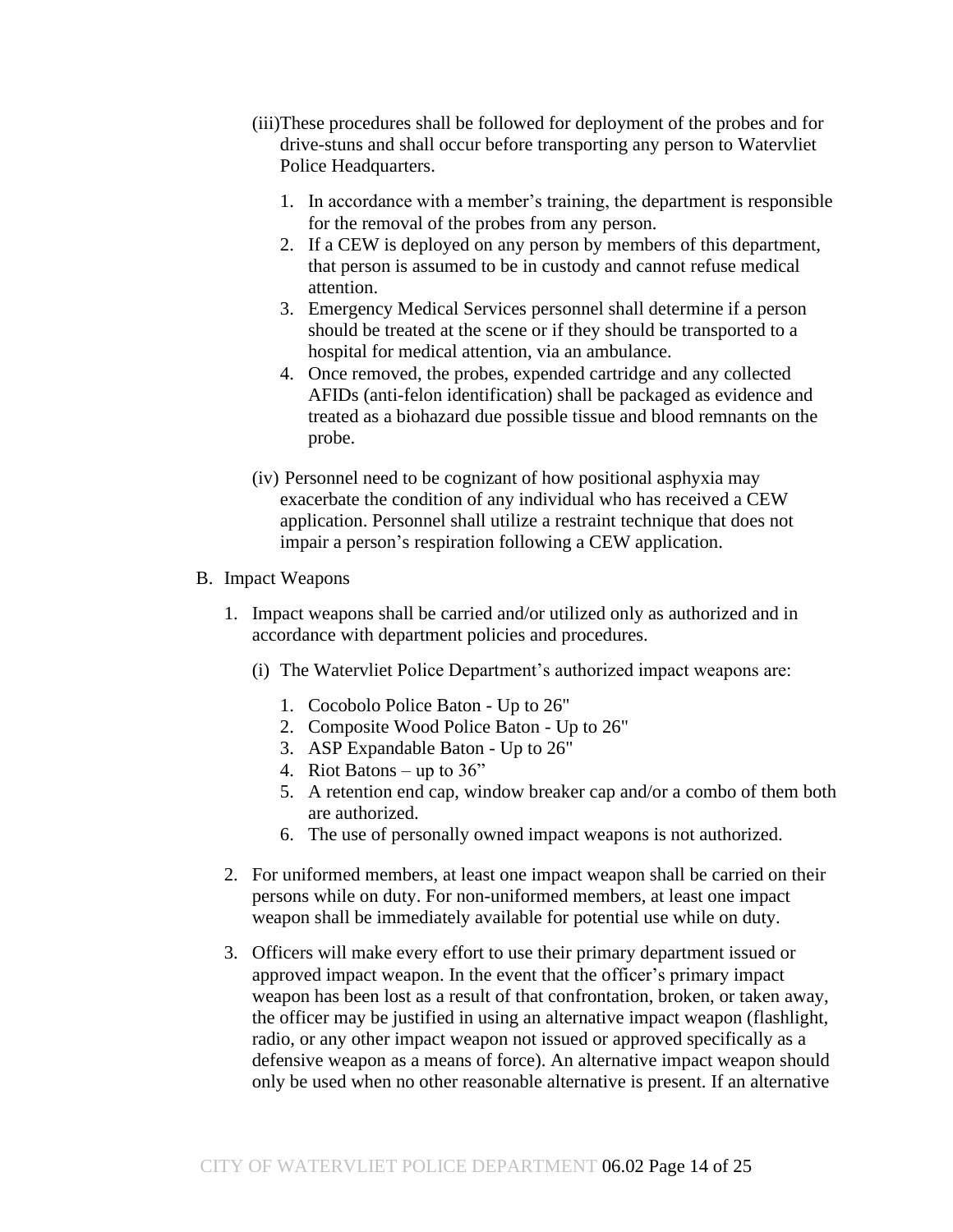(iii) These procedures shall be followed for deployment of the probes and for drive-stuns and shall occur before transporting any person to Watervliet Police Headquarters.

1. In accordance with a member's training, the department is responsible for the removal of the probes from any person.
2. If a CEW is deployed on any person by members of this department, that person is assumed to be in custody and cannot refuse medical attention.
3. Emergency Medical Services personnel shall determine if a person should be treated at the scene or if they should be transported to a hospital for medical attention, via an ambulance.
4. Once removed, the probes, expended cartridge and any collected AFIDs (anti-felon identification) shall be packaged as evidence and treated as a biohazard due possible tissue and blood remnants on the probe.

(iv) Personnel need to be cognizant of how positional asphyxia may exacerbate the condition of any individual who has received a CEW application. Personnel shall utilize a restraint technique that does not impair a person's respiration following a CEW application.

B. Impact Weapons

1. Impact weapons shall be carried and/or utilized only as authorized and in accordance with department policies and procedures.

   (i) The Watervliet Police Department's authorized impact weapons are:

   1. Cocobolo Police Baton - Up to 26"
   2. Composite Wood Police Baton - Up to 26"
   3. ASP Expandable Baton - Up to 26"
   4. Riot Batons – up to 36"
   5. A retention end cap, window breaker cap and/or a combo of them both are authorized.
   6. The use of personally owned impact weapons is not authorized.

2. For uniformed members, at least one impact weapon shall be carried on their persons while on duty. For non-uniformed members, at least one impact weapon shall be immediately available for potential use while on duty.

3. Officers will make every effort to use their primary department issued or approved impact weapon. In the event that the officer's primary impact weapon has been lost as a result of that confrontation, broken, or taken away, the officer may be justified in using an alternative impact weapon (flashlight, radio, or any other impact weapon not issued or approved specifically as a defensive weapon as a means of force). An alternative impact weapon should only be used when no other reasonable alternative is present. If an alternative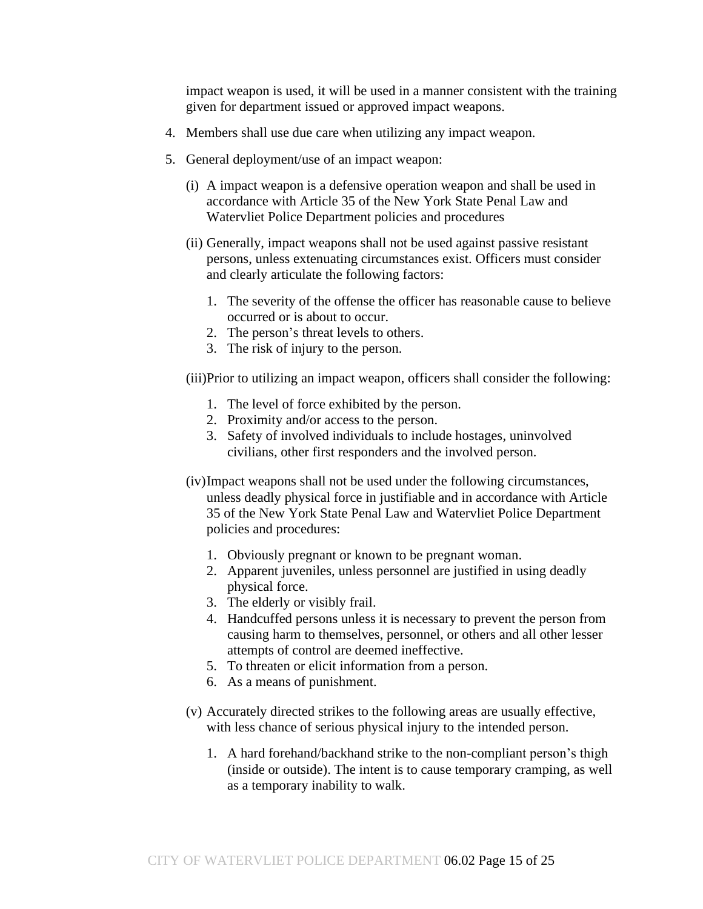impact weapon is used, it will be used in a manner consistent with the training given for department issued or approved impact weapons.

4. Members shall use due care when utilizing any impact weapon.

5. General deployment/use of an impact weapon:

   (i) A impact weapon is a defensive operation weapon and shall be used in accordance with Article 35 of the New York State Penal Law and Watervliet Police Department policies and procedures

   (ii) Generally, impact weapons shall not be used against passive resistant persons, unless extenuating circumstances exist. Officers must consider and clearly articulate the following factors:

      1. The severity of the offense the officer has reasonable cause to believe occurred or is about to occur.
      2. The person's threat levels to others.
      3. The risk of injury to the person.

   (iii) Prior to utilizing an impact weapon, officers shall consider the following:

      1. The level of force exhibited by the person.
      2. Proximity and/or access to the person.
      3. Safety of involved individuals to include hostages, uninvolved civilians, other first responders and the involved person.

   (iv) Impact weapons shall not be used under the following circumstances, unless deadly physical force in justifiable and in accordance with Article 35 of the New York State Penal Law and Watervliet Police Department policies and procedures:

      1. Obviously pregnant or known to be pregnant woman.
      2. Apparent juveniles, unless personnel are justified in using deadly physical force.
      3. The elderly or visibly frail.
      4. Handcuffed persons unless it is necessary to prevent the person from causing harm to themselves, personnel, or others and all other lesser attempts of control are deemed ineffective.
      5. To threaten or elicit information from a person.
      6. As a means of punishment.

   (v) Accurately directed strikes to the following areas are usually effective, with less chance of serious physical injury to the intended person.

      1. A hard forehand/backhand strike to the non-compliant person's thigh (inside or outside). The intent is to cause temporary cramping, as well as a temporary inability to walk.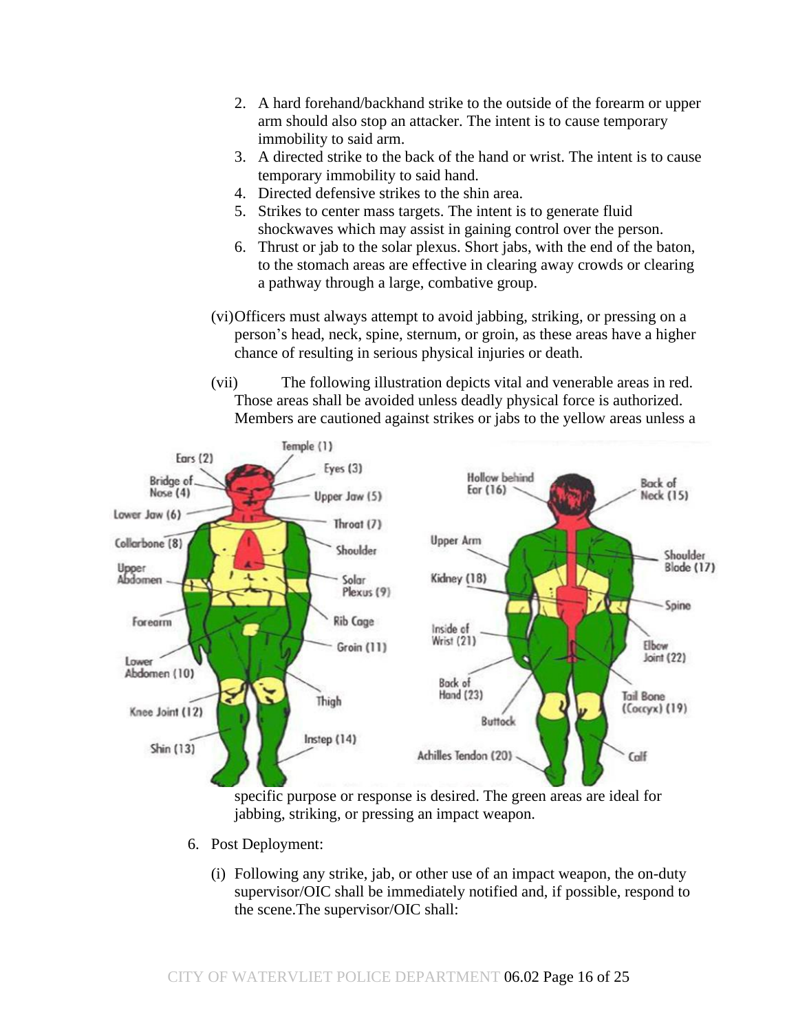2. A hard forehand/backhand strike to the outside of the forearm or upper arm should also stop an attacker. The intent is to cause temporary immobility to said arm.
3. A directed strike to the back of the hand or wrist. The intent is to cause temporary immobility to said hand.
4. Directed defensive strikes to the shin area.
5. Strikes to center mass targets. The intent is to generate fluid shockwaves which may assist in gaining control over the person.
6. Thrust or jab to the solar plexus. Short jabs, with the end of the baton, to the stomach areas are effective in clearing away crowds or clearing a pathway through a large, combative group.

(vi) Officers must always attempt to avoid jabbing, striking, or pressing on a person's head, neck, spine, sternum, or groin, as these areas have a higher chance of resulting in serious physical injuries or death.

(vii) The following illustration depicts vital and venerable areas in red. Those areas shall be avoided unless deadly physical force is authorized. Members are cautioned against strikes or jabs to the yellow areas unless a specific purpose or response is desired. The green areas are ideal for jabbing, striking, or pressing an impact weapon.

6. Post Deployment:

   (i) Following any strike, jab, or other use of an impact weapon, the on-duty supervisor/OIC shall be immediately notified and, if possible, respond to the scene.The supervisor/OIC shall: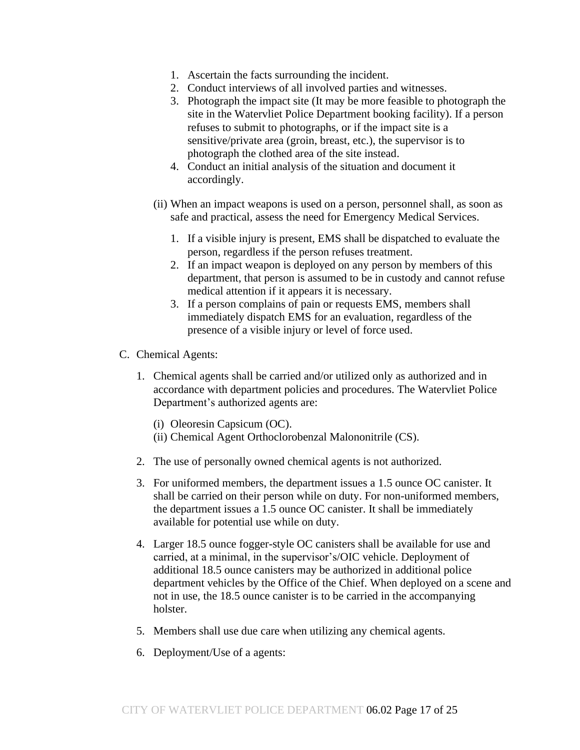1. Ascertain the facts surrounding the incident.
2. Conduct interviews of all involved parties and witnesses.
3. Photograph the impact site (It may be more feasible to photograph the site in the Watervliet Police Department booking facility). If a person refuses to submit to photographs, or if the impact site is a sensitive/private area (groin, breast, etc.), the supervisor is to photograph the clothed area of the site instead.
4. Conduct an initial analysis of the situation and document it accordingly.

(ii) When an impact weapons is used on a person, personnel shall, as soon as safe and practical, assess the need for Emergency Medical Services.

1. If a visible injury is present, EMS shall be dispatched to evaluate the person, regardless if the person refuses treatment.
2. If an impact weapon is deployed on any person by members of this department, that person is assumed to be in custody and cannot refuse medical attention if it appears it is necessary.
3. If a person complains of pain or requests EMS, members shall immediately dispatch EMS for an evaluation, regardless of the presence of a visible injury or level of force used.

C. Chemical Agents:

1. Chemical agents shall be carried and/or utilized only as authorized and in accordance with department policies and procedures. The Watervliet Police Department's authorized agents are:

   (i) Oleoresin Capsicum (OC).
   (ii) Chemical Agent Orthoclorobenzal Malononitrile (CS).

2. The use of personally owned chemical agents is not authorized.

3. For uniformed members, the department issues a 1.5 ounce OC canister. It shall be carried on their person while on duty. For non-uniformed members, the department issues a 1.5 ounce OC canister. It shall be immediately available for potential use while on duty.

4. Larger 18.5 ounce fogger-style OC canisters shall be available for use and carried, at a minimal, in the supervisor's/OIC vehicle. Deployment of additional 18.5 ounce canisters may be authorized in additional police department vehicles by the Office of the Chief. When deployed on a scene and not in use, the 18.5 ounce canister is to be carried in the accompanying holster.

5. Members shall use due care when utilizing any chemical agents.

6. Deployment/Use of a agents: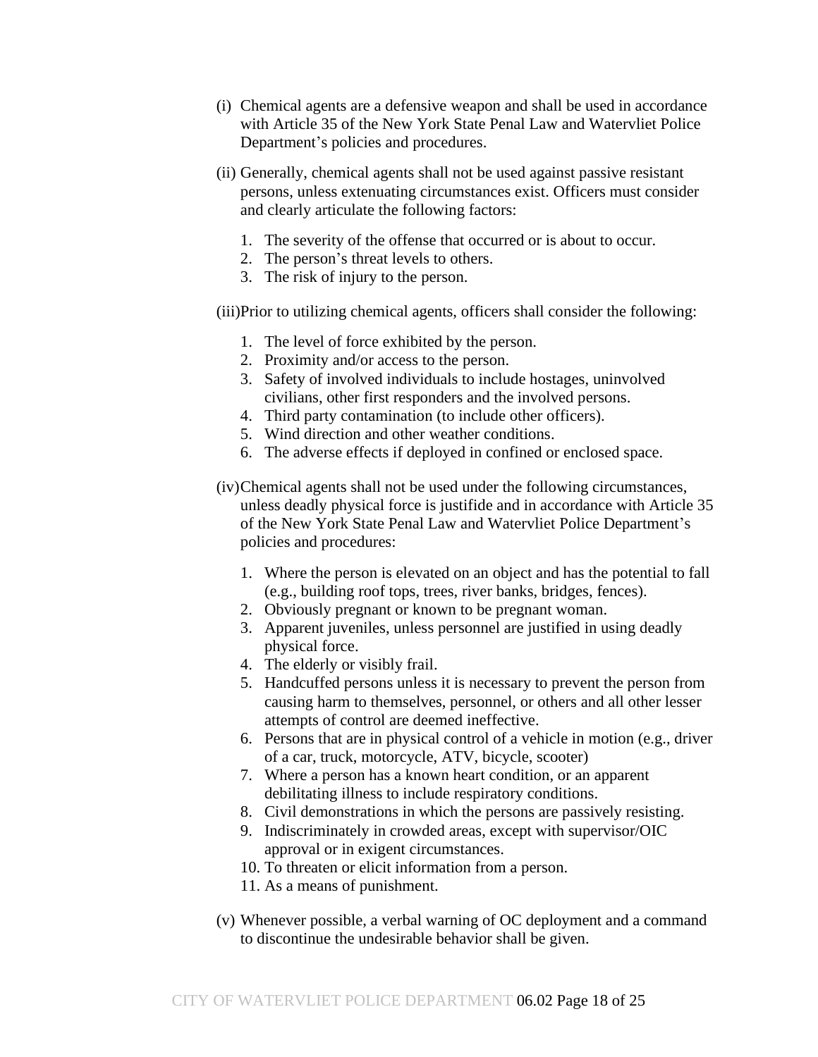(i) Chemical agents are a defensive weapon and shall be used in accordance with Article 35 of the New York State Penal Law and Watervliet Police Department's policies and procedures.

(ii) Generally, chemical agents shall not be used against passive resistant persons, unless extenuating circumstances exist. Officers must consider and clearly articulate the following factors:

1. The severity of the offense that occurred or is about to occur.
2. The person's threat levels to others.
3. The risk of injury to the person.

(iii) Prior to utilizing chemical agents, officers shall consider the following:

1. The level of force exhibited by the person.
2. Proximity and/or access to the person.
3. Safety of involved individuals to include hostages, uninvolved civilians, other first responders and the involved persons.
4. Third party contamination (to include other officers).
5. Wind direction and other weather conditions.
6. The adverse effects if deployed in confined or enclosed space.

(iv) Chemical agents shall not be used under the following circumstances, unless deadly physical force is justifide and in accordance with Article 35 of the New York State Penal Law and Watervliet Police Department's policies and procedures:

1. Where the person is elevated on an object and has the potential to fall (e.g., building roof tops, trees, river banks, bridges, fences).
2. Obviously pregnant or known to be pregnant woman.
3. Apparent juveniles, unless personnel are justified in using deadly physical force.
4. The elderly or visibly frail.
5. Handcuffed persons unless it is necessary to prevent the person from causing harm to themselves, personnel, or others and all other lesser attempts of control are deemed ineffective.
6. Persons that are in physical control of a vehicle in motion (e.g., driver of a car, truck, motorcycle, ATV, bicycle, scooter)
7. Where a person has a known heart condition, or an apparent debilitating illness to include respiratory conditions.
8. Civil demonstrations in which the persons are passively resisting.
9. Indiscriminately in crowded areas, except with supervisor/OIC approval or in exigent circumstances.
10. To threaten or elicit information from a person.
11. As a means of punishment.

(v) Whenever possible, a verbal warning of OC deployment and a command to discontinue the undesirable behavior shall be given.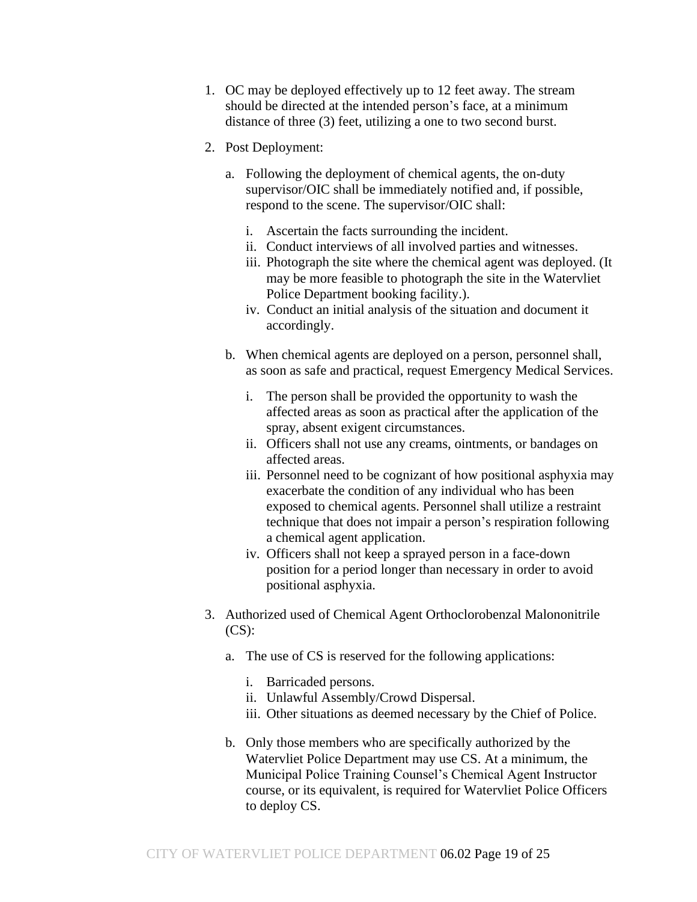1. OC may be deployed effectively up to 12 feet away. The stream should be directed at the intended person's face, at a minimum distance of three (3) feet, utilizing a one to two second burst.

2. Post Deployment:

   a. Following the deployment of chemical agents, the on-duty supervisor/OIC shall be immediately notified and, if possible, respond to the scene. The supervisor/OIC shall:

      i. Ascertain the facts surrounding the incident.
      ii. Conduct interviews of all involved parties and witnesses.
      iii. Photograph the site where the chemical agent was deployed. (It may be more feasible to photograph the site in the Watervliet Police Department booking facility.).
      iv. Conduct an initial analysis of the situation and document it accordingly.

   b. When chemical agents are deployed on a person, personnel shall, as soon as safe and practical, request Emergency Medical Services.

      i. The person shall be provided the opportunity to wash the affected areas as soon as practical after the application of the spray, absent exigent circumstances.
      ii. Officers shall not use any creams, ointments, or bandages on affected areas.
      iii. Personnel need to be cognizant of how positional asphyxia may exacerbate the condition of any individual who has been exposed to chemical agents. Personnel shall utilize a restraint technique that does not impair a person's respiration following a chemical agent application.
      iv. Officers shall not keep a sprayed person in a face-down position for a period longer than necessary in order to avoid positional asphyxia.

3. Authorized used of Chemical Agent Orthoclorobenzal Malononitrile (CS):

   a. The use of CS is reserved for the following applications:

      i. Barricaded persons.
      ii. Unlawful Assembly/Crowd Dispersal.
      iii. Other situations as deemed necessary by the Chief of Police.

   b. Only those members who are specifically authorized by the Watervliet Police Department may use CS. At a minimum, the Municipal Police Training Counsel's Chemical Agent Instructor course, or its equivalent, is required for Watervliet Police Officers to deploy CS.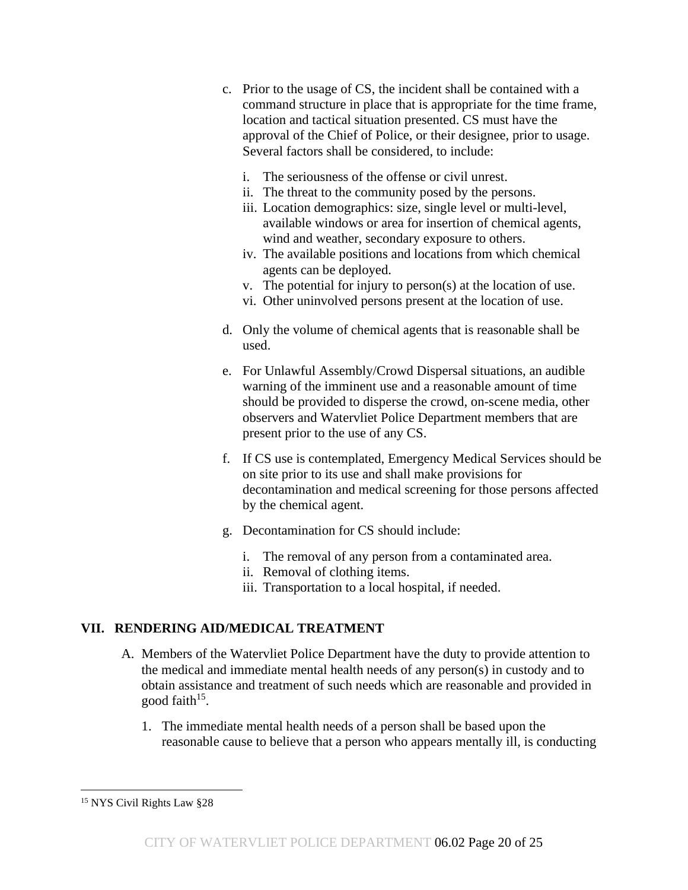c. Prior to the usage of CS, the incident shall be contained with a command structure in place that is appropriate for the time frame, location and tactical situation presented. CS must have the approval of the Chief of Police, or their designee, prior to usage. Several factors shall be considered, to include:

   i. The seriousness of the offense or civil unrest.
   ii. The threat to the community posed by the persons.
   iii. Location demographics: size, single level or multi-level, available windows or area for insertion of chemical agents, wind and weather, secondary exposure to others.
   iv. The available positions and locations from which chemical agents can be deployed.
   v. The potential for injury to person(s) at the location of use.
   vi. Other uninvolved persons present at the location of use.

d. Only the volume of chemical agents that is reasonable shall be used.

e. For Unlawful Assembly/Crowd Dispersal situations, an audible warning of the imminent use and a reasonable amount of time should be provided to disperse the crowd, on-scene media, other observers and Watervliet Police Department members that are present prior to the use of any CS.

f. If CS use is contemplated, Emergency Medical Services should be on site prior to its use and shall make provisions for decontamination and medical screening for those persons affected by the chemical agent.

g. Decontamination for CS should include:

   i. The removal of any person from a contaminated area.
   ii. Removal of clothing items.
   iii. Transportation to a local hospital, if needed.

## VII. RENDERING AID/MEDICAL TREATMENT

A. Members of the Watervliet Police Department have the duty to provide attention to the medical and immediate mental health needs of any person(s) in custody and to obtain assistance and treatment of such needs which are reasonable and provided in good faith[15].

   1. The immediate mental health needs of a person shall be based upon the reasonable cause to believe that a person who appears mentally ill, is conducting

[15] NYS Civil Rights Law §28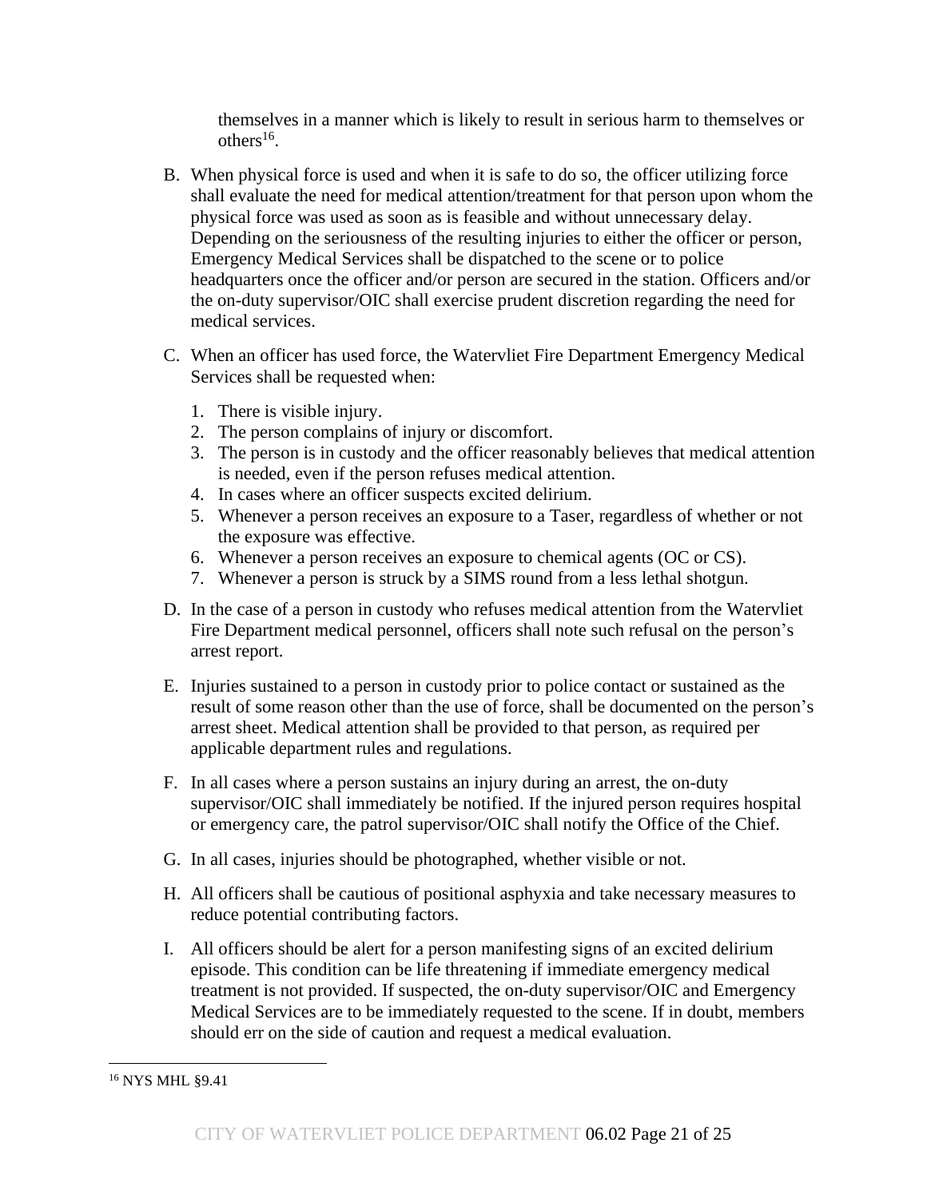themselves in a manner which is likely to result in serious harm to themselves or others[16].

B. When physical force is used and when it is safe to do so, the officer utilizing force shall evaluate the need for medical attention/treatment for that person upon whom the physical force was used as soon as is feasible and without unnecessary delay. Depending on the seriousness of the resulting injuries to either the officer or person, Emergency Medical Services shall be dispatched to the scene or to police headquarters once the officer and/or person are secured in the station. Officers and/or the on-duty supervisor/OIC shall exercise prudent discretion regarding the need for medical services.

C. When an officer has used force, the Watervliet Fire Department Emergency Medical Services shall be requested when:

   1. There is visible injury.
   2. The person complains of injury or discomfort.
   3. The person is in custody and the officer reasonably believes that medical attention is needed, even if the person refuses medical attention.
   4. In cases where an officer suspects excited delirium.
   5. Whenever a person receives an exposure to a Taser, regardless of whether or not the exposure was effective.
   6. Whenever a person receives an exposure to chemical agents (OC or CS).
   7. Whenever a person is struck by a SIMS round from a less lethal shotgun.

D. In the case of a person in custody who refuses medical attention from the Watervliet Fire Department medical personnel, officers shall note such refusal on the person's arrest report.

E. Injuries sustained to a person in custody prior to police contact or sustained as the result of some reason other than the use of force, shall be documented on the person's arrest sheet. Medical attention shall be provided to that person, as required per applicable department rules and regulations.

F. In all cases where a person sustains an injury during an arrest, the on-duty supervisor/OIC shall immediately be notified. If the injured person requires hospital or emergency care, the patrol supervisor/OIC shall notify the Office of the Chief.

G. In all cases, injuries should be photographed, whether visible or not.

H. All officers shall be cautious of positional asphyxia and take necessary measures to reduce potential contributing factors.

I. All officers should be alert for a person manifesting signs of an excited delirium episode. This condition can be life threatening if immediate emergency medical treatment is not provided. If suspected, the on-duty supervisor/OIC and Emergency Medical Services are to be immediately requested to the scene. If in doubt, members should err on the side of caution and request a medical evaluation.

---

[16] NYS MHL §9.41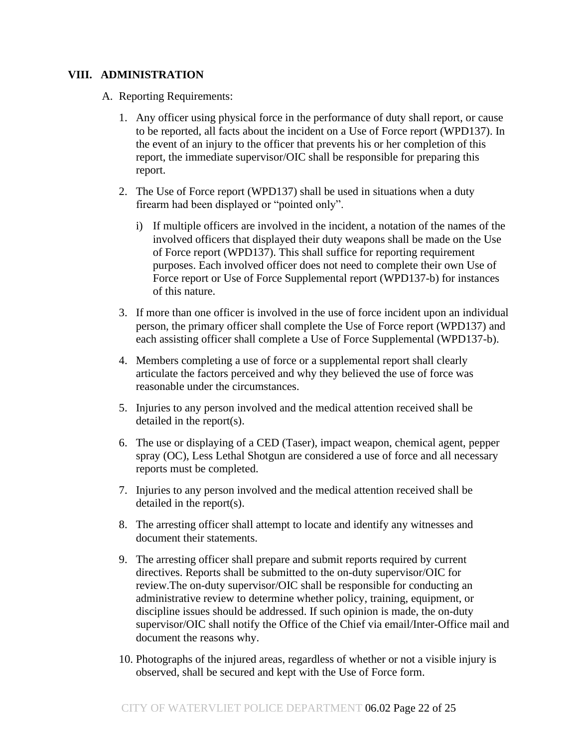## VIII. ADMINISTRATION

A. Reporting Requirements:

1. Any officer using physical force in the performance of duty shall report, or cause to be reported, all facts about the incident on a Use of Force report (WPD137). In the event of an injury to the officer that prevents his or her completion of this report, the immediate supervisor/OIC shall be responsible for preparing this report.

2. The Use of Force report (WPD137) shall be used in situations when a duty firearm had been displayed or "pointed only".

   i) If multiple officers are involved in the incident, a notation of the names of the involved officers that displayed their duty weapons shall be made on the Use of Force report (WPD137). This shall suffice for reporting requirement purposes. Each involved officer does not need to complete their own Use of Force report or Use of Force Supplemental report (WPD137-b) for instances of this nature.

3. If more than one officer is involved in the use of force incident upon an individual person, the primary officer shall complete the Use of Force report (WPD137) and each assisting officer shall complete a Use of Force Supplemental (WPD137-b).

4. Members completing a use of force or a supplemental report shall clearly articulate the factors perceived and why they believed the use of force was reasonable under the circumstances.

5. Injuries to any person involved and the medical attention received shall be detailed in the report(s).

6. The use or displaying of a CED (Taser), impact weapon, chemical agent, pepper spray (OC), Less Lethal Shotgun are considered a use of force and all necessary reports must be completed.

7. Injuries to any person involved and the medical attention received shall be detailed in the report(s).

8. The arresting officer shall attempt to locate and identify any witnesses and document their statements.

9. The arresting officer shall prepare and submit reports required by current directives. Reports shall be submitted to the on-duty supervisor/OIC for review.The on-duty supervisor/OIC shall be responsible for conducting an administrative review to determine whether policy, training, equipment, or discipline issues should be addressed. If such opinion is made, the on-duty supervisor/OIC shall notify the Office of the Chief via email/Inter-Office mail and document the reasons why.

10. Photographs of the injured areas, regardless of whether or not a visible injury is observed, shall be secured and kept with the Use of Force form.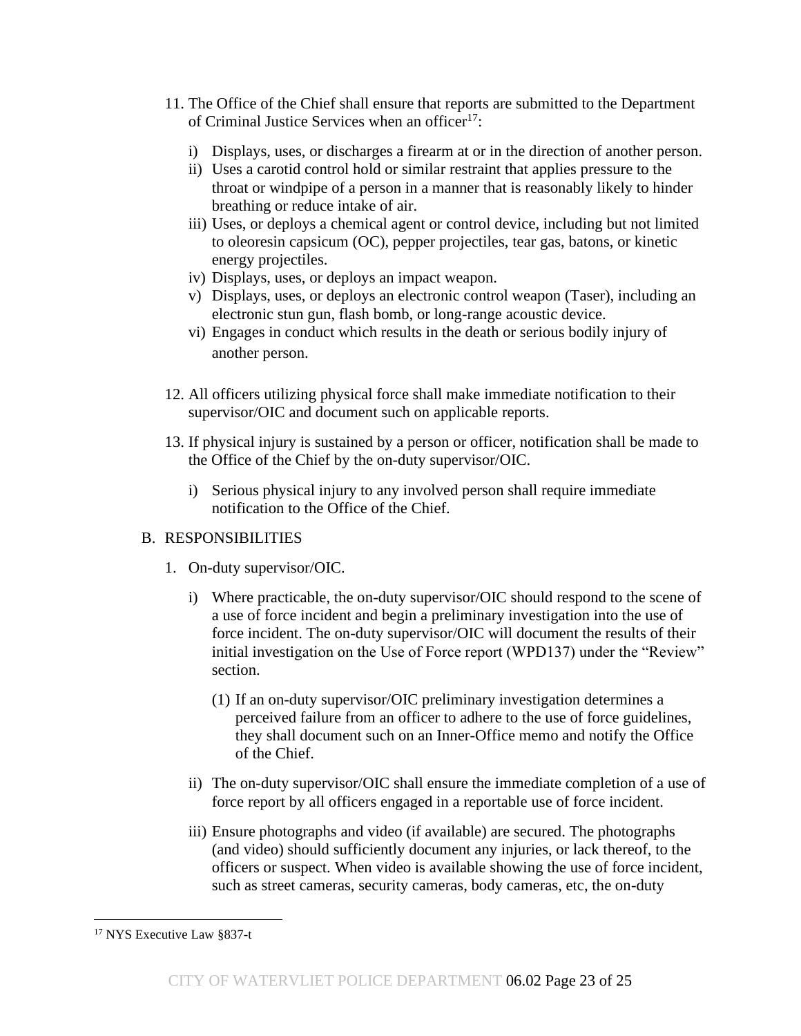11. The Office of the Chief shall ensure that reports are submitted to the Department of Criminal Justice Services when an officer[17]:

    i) Displays, uses, or discharges a firearm at or in the direction of another person.
    ii) Uses a carotid control hold or similar restraint that applies pressure to the throat or windpipe of a person in a manner that is reasonably likely to hinder breathing or reduce intake of air.
    iii) Uses, or deploys a chemical agent or control device, including but not limited to oleoresin capsicum (OC), pepper projectiles, tear gas, batons, or kinetic energy projectiles.
    iv) Displays, uses, or deploys an impact weapon.
    v) Displays, uses, or deploys an electronic control weapon (Taser), including an electronic stun gun, flash bomb, or long-range acoustic device.
    vi) Engages in conduct which results in the death or serious bodily injury of another person.

12. All officers utilizing physical force shall make immediate notification to their supervisor/OIC and document such on applicable reports.

13. If physical injury is sustained by a person or officer, notification shall be made to the Office of the Chief by the on-duty supervisor/OIC.

    i) Serious physical injury to any involved person shall require immediate notification to the Office of the Chief.

B. RESPONSIBILITIES

1. On-duty supervisor/OIC.

    i) Where practicable, the on-duty supervisor/OIC should respond to the scene of a use of force incident and begin a preliminary investigation into the use of force incident. The on-duty supervisor/OIC will document the results of their initial investigation on the Use of Force report (WPD137) under the "Review" section.

        (1) If an on-duty supervisor/OIC preliminary investigation determines a perceived failure from an officer to adhere to the use of force guidelines, they shall document such on an Inner-Office memo and notify the Office of the Chief.

    ii) The on-duty supervisor/OIC shall ensure the immediate completion of a use of force report by all officers engaged in a reportable use of force incident.

    iii) Ensure photographs and video (if available) are secured. The photographs (and video) should sufficiently document any injuries, or lack thereof, to the officers or suspect. When video is available showing the use of force incident, such as street cameras, security cameras, body cameras, etc, the on-duty

---

[17] NYS Executive Law §837-t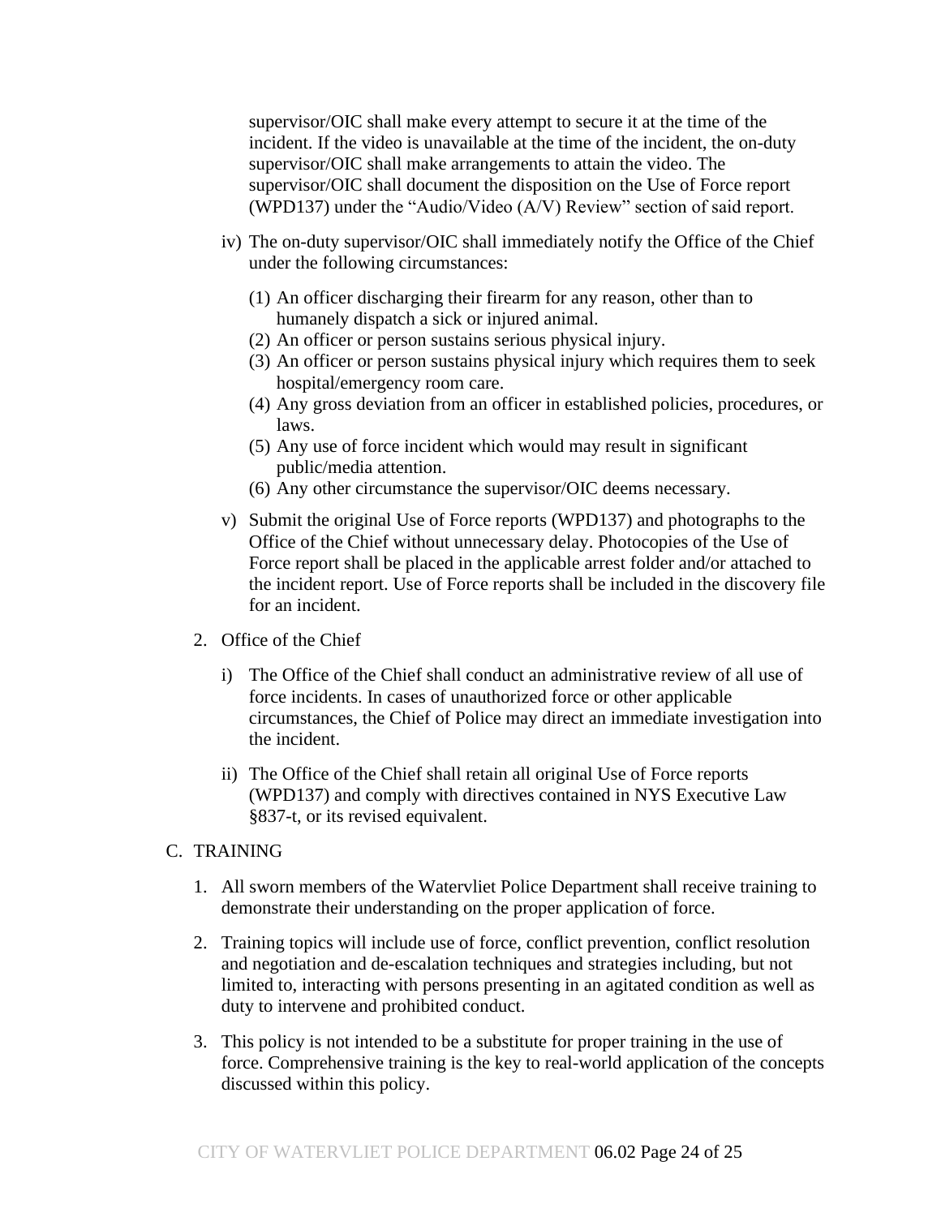supervisor/OIC shall make every attempt to secure it at the time of the incident. If the video is unavailable at the time of the incident, the on-duty supervisor/OIC shall make arrangements to attain the video. The supervisor/OIC shall document the disposition on the Use of Force report (WPD137) under the "Audio/Video (A/V) Review" section of said report.

iv) The on-duty supervisor/OIC shall immediately notify the Office of the Chief under the following circumstances:

(1) An officer discharging their firearm for any reason, other than to humanely dispatch a sick or injured animal.
(2) An officer or person sustains serious physical injury.
(3) An officer or person sustains physical injury which requires them to seek hospital/emergency room care.
(4) Any gross deviation from an officer in established policies, procedures, or laws.
(5) Any use of force incident which would may result in significant public/media attention.
(6) Any other circumstance the supervisor/OIC deems necessary.

v) Submit the original Use of Force reports (WPD137) and photographs to the Office of the Chief without unnecessary delay. Photocopies of the Use of Force report shall be placed in the applicable arrest folder and/or attached to the incident report. Use of Force reports shall be included in the discovery file for an incident.

2. Office of the Chief

i) The Office of the Chief shall conduct an administrative review of all use of force incidents. In cases of unauthorized force or other applicable circumstances, the Chief of Police may direct an immediate investigation into the incident.

ii) The Office of the Chief shall retain all original Use of Force reports (WPD137) and comply with directives contained in NYS Executive Law §837-t, or its revised equivalent.

C. TRAINING

1. All sworn members of the Watervliet Police Department shall receive training to demonstrate their understanding on the proper application of force.

2. Training topics will include use of force, conflict prevention, conflict resolution and negotiation and de-escalation techniques and strategies including, but not limited to, interacting with persons presenting in an agitated condition as well as duty to intervene and prohibited conduct.

3. This policy is not intended to be a substitute for proper training in the use of force. Comprehensive training is the key to real-world application of the concepts discussed within this policy.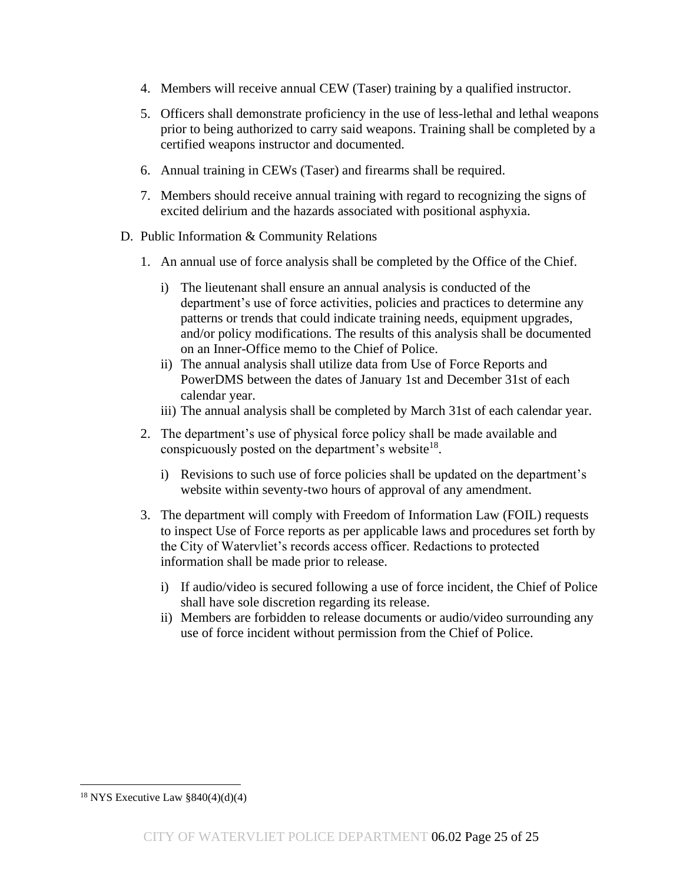4. Members will receive annual CEW (Taser) training by a qualified instructor.

5. Officers shall demonstrate proficiency in the use of less-lethal and lethal weapons prior to being authorized to carry said weapons. Training shall be completed by a certified weapons instructor and documented.

6. Annual training in CEWs (Taser) and firearms shall be required.

7. Members should receive annual training with regard to recognizing the signs of excited delirium and the hazards associated with positional asphyxia.

D. Public Information & Community Relations

   1. An annual use of force analysis shall be completed by the Office of the Chief.

      i) The lieutenant shall ensure an annual analysis is conducted of the department's use of force activities, policies and practices to determine any patterns or trends that could indicate training needs, equipment upgrades, and/or policy modifications. The results of this analysis shall be documented on an Inner-Office memo to the Chief of Police.
      ii) The annual analysis shall utilize data from Use of Force Reports and PowerDMS between the dates of January 1st and December 31st of each calendar year.
      iii) The annual analysis shall be completed by March 31st of each calendar year.

   2. The department's use of physical force policy shall be made available and conspicuously posted on the department's website[18].

      i) Revisions to such use of force policies shall be updated on the department's website within seventy-two hours of approval of any amendment.

   3. The department will comply with Freedom of Information Law (FOIL) requests to inspect Use of Force reports as per applicable laws and procedures set forth by the City of Watervliet's records access officer. Redactions to protected information shall be made prior to release.

      i) If audio/video is secured following a use of force incident, the Chief of Police shall have sole discretion regarding its release.
      ii) Members are forbidden to release documents or audio/video surrounding any use of force incident without permission from the Chief of Police.

---

[18] NYS Executive Law §840(4)(d)(4)